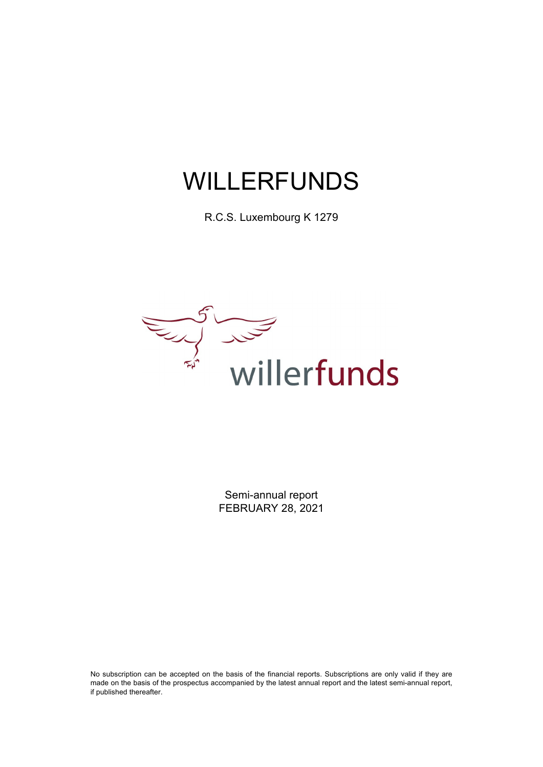# WILLERFUNDS

R.C.S. Luxembourg K 1279

willerfunds

Semi-annual report
FEBRUARY 28, 2021

No subscription can be accepted on the basis of the financial reports. Subscriptions are only valid if they are made on the basis of the prospectus accompanied by the latest annual report and the latest semi-annual report, if published thereafter.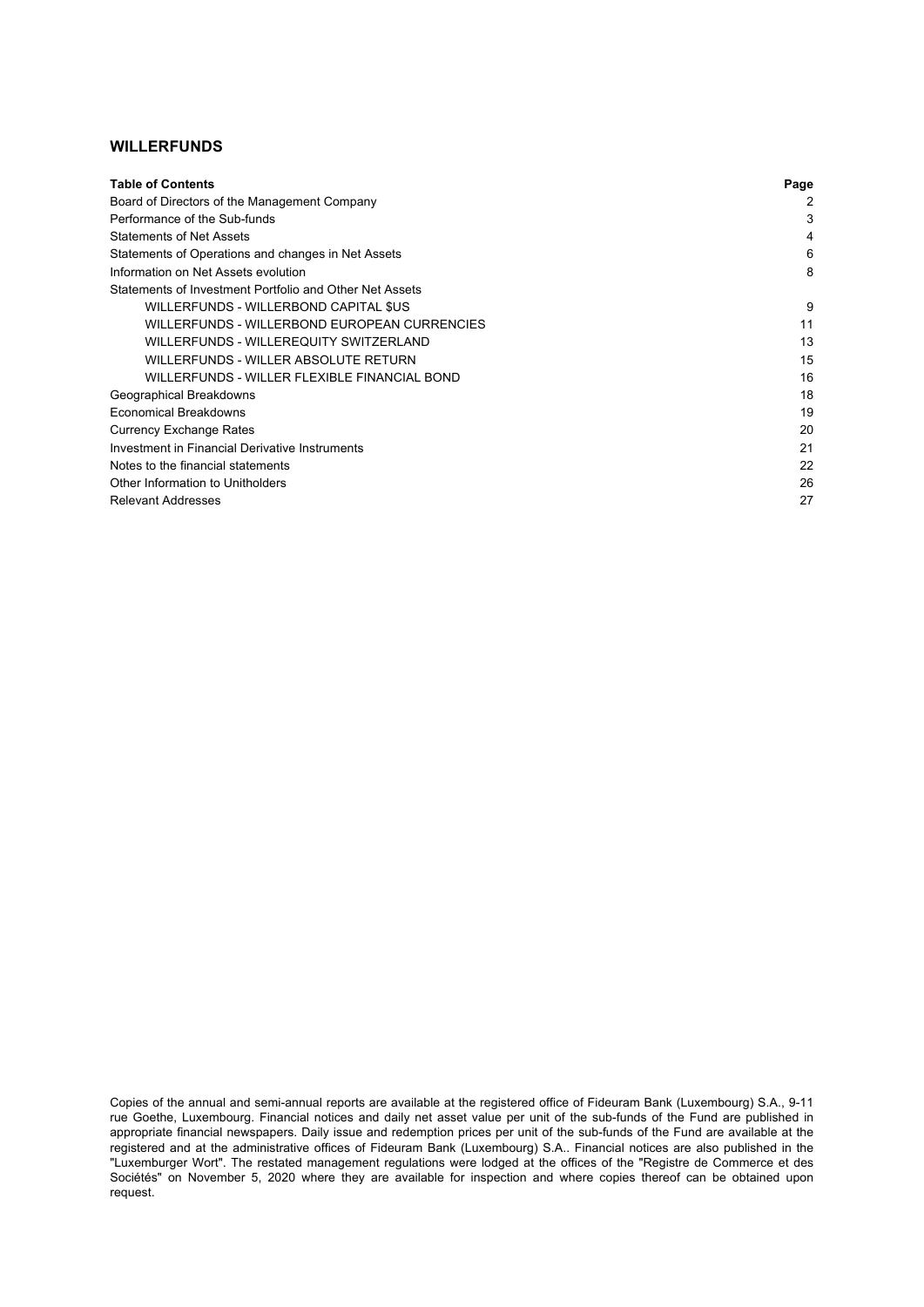# WILLERFUNDS

| Table of Contents | Page |
|---|---|
| Board of Directors of the Management Company | 2 |
| Performance of the Sub-funds | 3 |
| Statements of Net Assets | 4 |
| Statements of Operations and changes in Net Assets | 6 |
| Information on Net Assets evolution | 8 |
| Statements of Investment Portfolio and Other Net Assets | |
| WILLERFUNDS - WILLERBOND CAPITAL $US | 9 |
| WILLERFUNDS - WILLERBOND EUROPEAN CURRENCIES | 11 |
| WILLERFUNDS - WILLEREQUITY SWITZERLAND | 13 |
| WILLERFUNDS - WILLER ABSOLUTE RETURN | 15 |
| WILLERFUNDS - WILLER FLEXIBLE FINANCIAL BOND | 16 |
| Geographical Breakdowns | 18 |
| Economical Breakdowns | 19 |
| Currency Exchange Rates | 20 |
| Investment in Financial Derivative Instruments | 21 |
| Notes to the financial statements | 22 |
| Other Information to Unitholders | 26 |
| Relevant Addresses | 27 |

Copies of the annual and semi-annual reports are available at the registered office of Fideuram Bank (Luxembourg) S.A., 9-11 rue Goethe, Luxembourg. Financial notices and daily net asset value per unit of the sub-funds of the Fund are published in appropriate financial newspapers. Daily issue and redemption prices per unit of the sub-funds of the Fund are available at the registered and at the administrative offices of Fideuram Bank (Luxembourg) S.A.. Financial notices are also published in the "Luxemburger Wort". The restated management regulations were lodged at the offices of the "Registre de Commerce et des Sociétés" on November 5, 2020 where they are available for inspection and where copies thereof can be obtained upon request.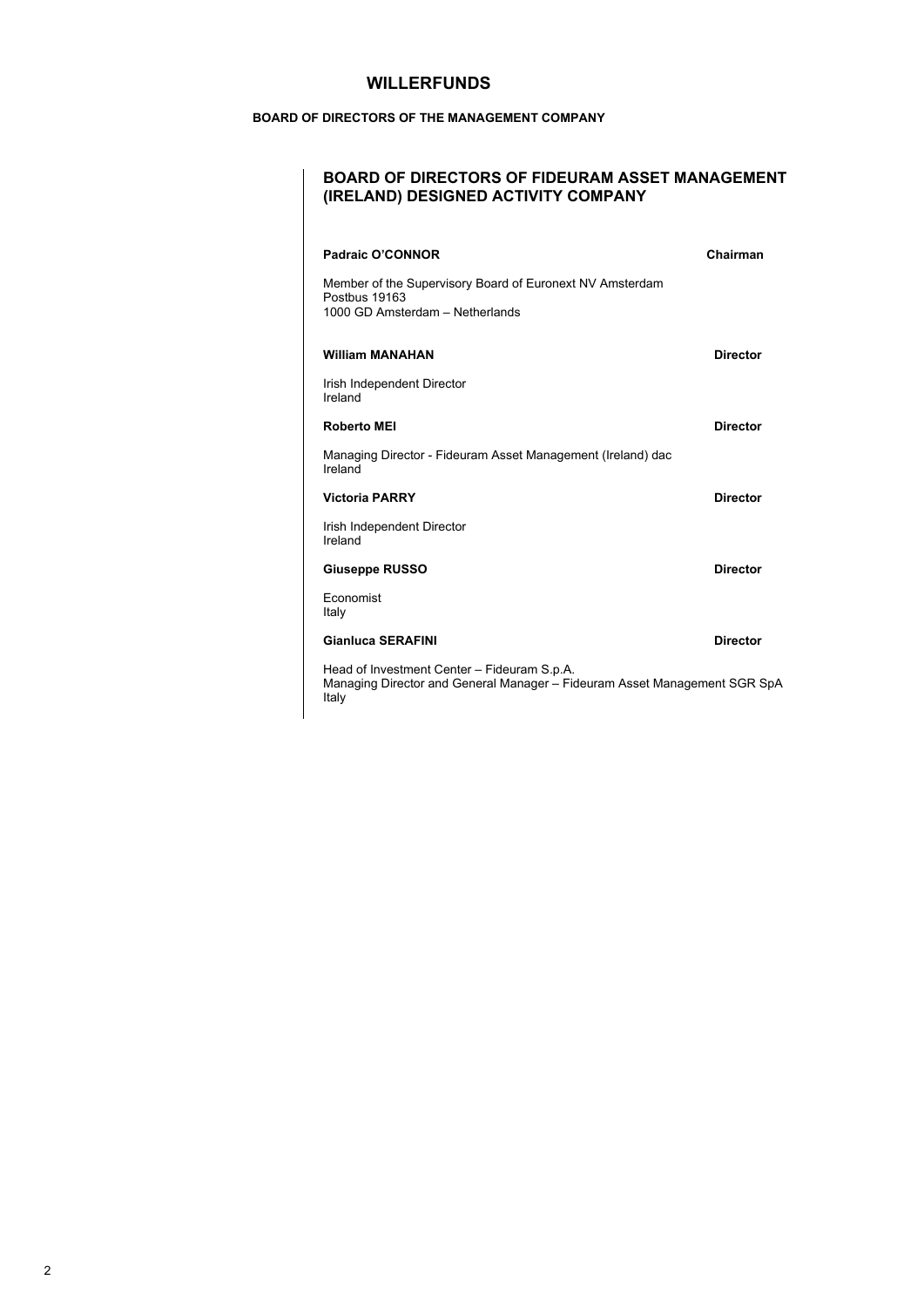# WILLERFUNDS

## BOARD OF DIRECTORS OF THE MANAGEMENT COMPANY

### BOARD OF DIRECTORS OF FIDEURAM ASSET MANAGEMENT (IRELAND) DESIGNED ACTIVITY COMPANY

**Padraic O'CONNOR** — **Chairman**

Member of the Supervisory Board of Euronext NV Amsterdam
Postbus 19163
1000 GD Amsterdam – Netherlands

**William MANAHAN** — **Director**

Irish Independent Director
Ireland

**Roberto MEI** — **Director**

Managing Director - Fideuram Asset Management (Ireland) dac
Ireland

**Victoria PARRY** — **Director**

Irish Independent Director
Ireland

**Giuseppe RUSSO** — **Director**

Economist
Italy

**Gianluca SERAFINI** — **Director**

Head of Investment Center – Fideuram S.p.A.
Managing Director and General Manager – Fideuram Asset Management SGR SpA
Italy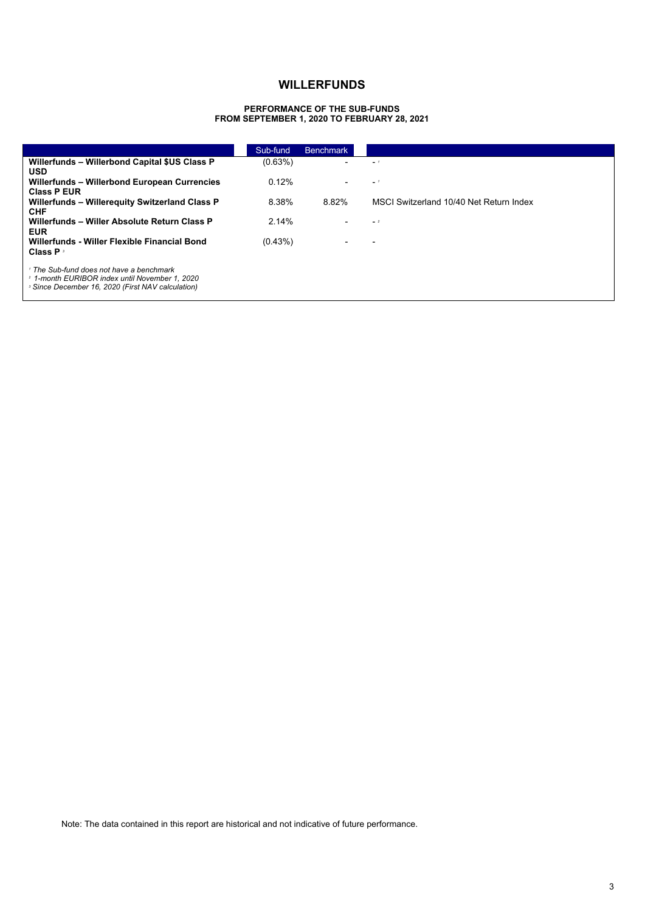# WILLERFUNDS

## PERFORMANCE OF THE SUB-FUNDS FROM SEPTEMBER 1, 2020 TO FEBRUARY 28, 2021

| | Sub-fund | Benchmark | |
|---|---|---|---|
| **Willerfunds – Willerbond Capital $US Class P USD** | (0.63%) | - | - [1] |
| **Willerfunds – Willerbond European Currencies Class P EUR** | 0.12% | - | - [1] |
| **Willerfunds – Willerequity Switzerland Class P CHF** | 8.38% | 8.82% | MSCI Switzerland 10/40 Net Return Index |
| **Willerfunds – Willer Absolute Return Class P EUR** | 2.14% | - | - [2] |
| **Willerfunds - Willer Flexible Financial Bond Class P** [3] | (0.43%) | - | - |

[1] *The Sub-fund does not have a benchmark*
[2] *1-month EURIBOR index until November 1, 2020*
[3] *Since December 16, 2020 (First NAV calculation)*

Note: The data contained in this report are historical and not indicative of future performance.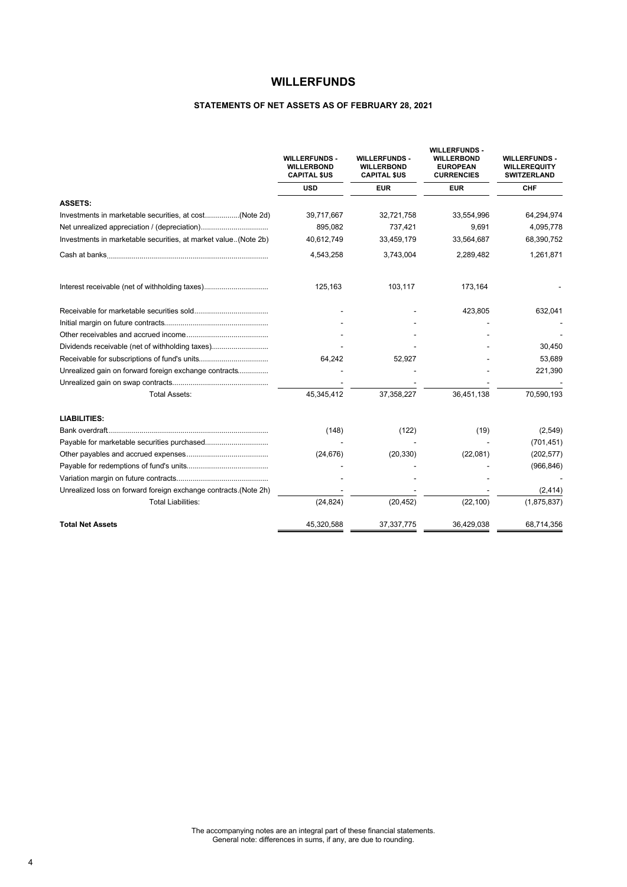# WILLERFUNDS

## STATEMENTS OF NET ASSETS AS OF FEBRUARY 28, 2021

| | WILLERFUNDS - WILLERBOND CAPITAL $US | WILLERFUNDS - WILLERBOND CAPITAL $US | WILLERFUNDS - WILLERBOND EUROPEAN CURRENCIES | WILLERFUNDS - WILLEREQUITY SWITZERLAND |
|---|---|---|---|---|
| | USD | EUR | EUR | CHF |
| **ASSETS:** | | | | |
| Investments in marketable securities, at cost.................(Note 2d) | 39,717,667 | 32,721,758 | 33,554,996 | 64,294,974 |
| Net unrealized appreciation / (depreciation)................................. | 895,082 | 737,421 | 9,691 | 4,095,778 |
| Investments in marketable securities, at market value..(Note 2b) | 40,612,749 | 33,459,179 | 33,564,687 | 68,390,752 |
| Cash at banks............................................................................ | 4,543,258 | 3,743,004 | 2,289,482 | 1,261,871 |
| Interest receivable (net of withholding taxes)............................... | 125,163 | 103,117 | 173,164 | - |
| Receivable for marketable securities sold.................................... | - | - | 423,805 | 632,041 |
| Initial margin on future contracts.................................................. | - | - | - | - |
| Other receivables and accrued income........................................ | - | - | - | - |
| Dividends receivable (net of withholding taxes)........................... | - | - | - | 30,450 |
| Receivable for subscriptions of fund's units................................. | 64,242 | 52,927 | - | 53,689 |
| Unrealized gain on forward foreign exchange contracts.............. | - | - | - | 221,390 |
| Unrealized gain on swap contracts.............................................. | - | - | - | - |
| Total Assets: | 45,345,412 | 37,358,227 | 36,451,138 | 70,590,193 |
| **LIABILITIES:** | | | | |
| Bank overdraft............................................................................ | (148) | (122) | (19) | (2,549) |
| Payable for marketable securities purchased.............................. | - | - | - | (701,451) |
| Other payables and accrued expenses........................................ | (24,676) | (20,330) | (22,081) | (202,577) |
| Payable for redemptions of fund's units....................................... | - | - | - | (966,846) |
| Variation margin on future contracts............................................ | - | - | - | - |
| Unrealized loss on forward foreign exchange contracts.(Note 2h) | - | - | - | (2,414) |
| Total Liabilities: | (24,824) | (20,452) | (22,100) | (1,875,837) |
| **Total Net Assets** | 45,320,588 | 37,337,775 | 36,429,038 | 68,714,356 |

The accompanying notes are an integral part of these financial statements.
General note: differences in sums, if any, are due to rounding.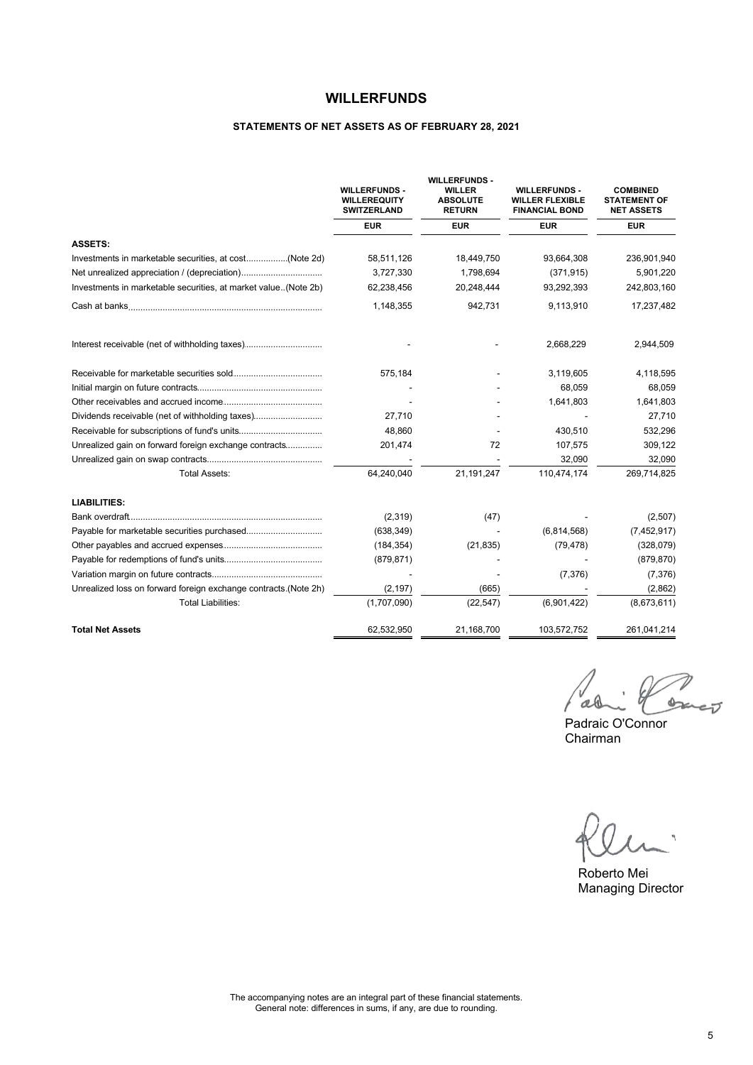# WILLERFUNDS

## STATEMENTS OF NET ASSETS AS OF FEBRUARY 28, 2021

| | WILLERFUNDS - WILLEREQUITY SWITZERLAND | WILLERFUNDS - WILLER ABSOLUTE RETURN | WILLERFUNDS - WILLER FLEXIBLE FINANCIAL BOND | COMBINED STATEMENT OF NET ASSETS |
|---|---|---|---|---|
| | EUR | EUR | EUR | EUR |
| **ASSETS:** | | | | |
| Investments in marketable securities, at cost.................(Note 2d) | 58,511,126 | 18,449,750 | 93,664,308 | 236,901,940 |
| Net unrealized appreciation / (depreciation)................................ | 3,727,330 | 1,798,694 | (371,915) | 5,901,220 |
| Investments in marketable securities, at market value..(Note 2b) | 62,238,456 | 20,248,444 | 93,292,393 | 242,803,160 |
| Cash at banks............................................................................ | 1,148,355 | 942,731 | 9,113,910 | 17,237,482 |
| Interest receivable (net of withholding taxes)............................... | - | - | 2,668,229 | 2,944,509 |
| Receivable for marketable securities sold.................................... | 575,184 | - | 3,119,605 | 4,118,595 |
| Initial margin on future contracts................................................. | - | - | 68,059 | 68,059 |
| Other receivables and accrued income........................................ | - | - | 1,641,803 | 1,641,803 |
| Dividends receivable (net of withholding taxes)........................... | 27,710 | - | - | 27,710 |
| Receivable for subscriptions of fund's units................................ | 48,860 | - | 430,510 | 532,296 |
| Unrealized gain on forward foreign exchange contracts.............. | 201,474 | 72 | 107,575 | 309,122 |
| Unrealized gain on swap contracts............................................. | - | - | 32,090 | 32,090 |
| Total Assets: | 64,240,040 | 21,191,247 | 110,474,174 | 269,714,825 |
| **LIABILITIES:** | | | | |
| Bank overdraft............................................................................. | (2,319) | (47) | - | (2,507) |
| Payable for marketable securities purchased.............................. | (638,349) | - | (6,814,568) | (7,452,917) |
| Other payables and accrued expenses........................................ | (184,354) | (21,835) | (79,478) | (328,079) |
| Payable for redemptions of fund's units....................................... | (879,871) | - | - | (879,870) |
| Variation margin on future contracts............................................ | - | - | (7,376) | (7,376) |
| Unrealized loss on forward foreign exchange contracts.(Note 2h) | (2,197) | (665) | - | (2,862) |
| Total Liabilities: | (1,707,090) | (22,547) | (6,901,422) | (8,673,611) |
| **Total Net Assets** | 62,532,950 | 21,168,700 | 103,572,752 | 261,041,214 |

Padraic O'Connor
Chairman

Roberto Mei
Managing Director

The accompanying notes are an integral part of these financial statements.
General note: differences in sums, if any, are due to rounding.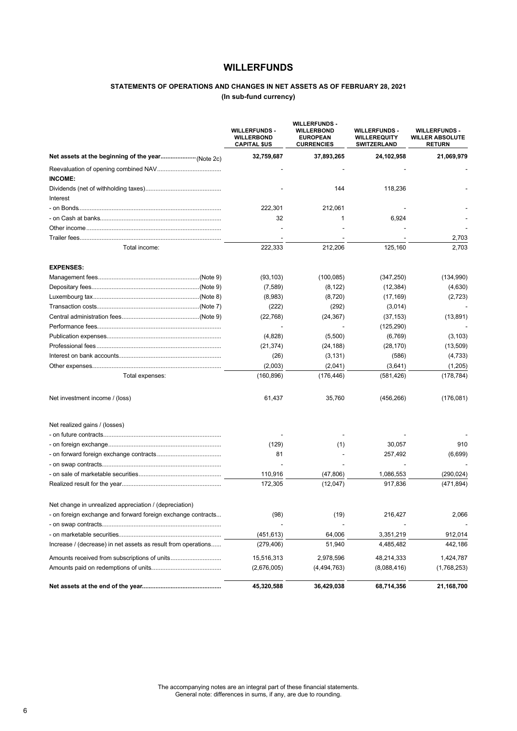# WILLERFUNDS

## STATEMENTS OF OPERATIONS AND CHANGES IN NET ASSETS AS OF FEBRUARY 28, 2021

**(In sub-fund currency)**

| | WILLERFUNDS - WILLERBOND CAPITAL $US | WILLERFUNDS - WILLERBOND EUROPEAN CURRENCIES | WILLERFUNDS - WILLEREQUITY SWITZERLAND | WILLERFUNDS - WILLER ABSOLUTE RETURN |
|---|---|---|---|---|
| **Net assets at the beginning of the year** (Note 2c) | **32,759,687** | **37,893,265** | **24,102,958** | **21,069,979** |
| Reevaluation of opening combined NAV | - | - | - | - |
| **INCOME:** | | | | |
| Dividends (net of withholding taxes) | - | 144 | 118,236 | - |
| Interest | | | | |
| - on Bonds | 222,301 | 212,061 | - | - |
| - on Cash at banks | 32 | 1 | 6,924 | - |
| Other income | - | - | - | - |
| Trailer fees | - | - | - | 2,703 |
| Total income: | 222,333 | 212,206 | 125,160 | 2,703 |
| **EXPENSES:** | | | | |
| Management fees (Note 9) | (93,103) | (100,085) | (347,250) | (134,990) |
| Depositary fees (Note 9) | (7,589) | (8,122) | (12,384) | (4,630) |
| Luxembourg tax (Note 8) | (8,983) | (8,720) | (17,169) | (2,723) |
| Transaction costs (Note 7) | (222) | (292) | (3,014) | - |
| Central administration fees (Note 9) | (22,768) | (24,367) | (37,153) | (13,891) |
| Performance fees | - | - | (125,290) | - |
| Publication expenses | (4,828) | (5,500) | (6,769) | (3,103) |
| Professional fees | (21,374) | (24,188) | (28,170) | (13,509) |
| Interest on bank accounts | (26) | (3,131) | (586) | (4,733) |
| Other expenses | (2,003) | (2,041) | (3,641) | (1,205) |
| Total expenses: | (160,896) | (176,446) | (581,426) | (178,784) |
| Net investment income / (loss) | 61,437 | 35,760 | (456,266) | (176,081) |
| Net realized gains / (losses) | | | | |
| - on future contracts | - | - | - | - |
| - on foreign exchange | (129) | (1) | 30,057 | 910 |
| - on forward foreign exchange contracts | 81 | - | 257,492 | (6,699) |
| - on swap contracts | - | - | - | - |
| - on sale of marketable securities | 110,916 | (47,806) | 1,086,553 | (290,024) |
| Realized result for the year | 172,305 | (12,047) | 917,836 | (471,894) |
| Net change in unrealized appreciation / (depreciation) | | | | |
| - on foreign exchange and forward foreign exchange contracts | (98) | (19) | 216,427 | 2,066 |
| - on swap contracts | - | - | - | - |
| - on marketable securities | (451,613) | 64,006 | 3,351,219 | 912,014 |
| Increase / (decrease) in net assets as result from operations | (279,406) | 51,940 | 4,485,482 | 442,186 |
| Amounts received from subscriptions of units | 15,516,313 | 2,978,596 | 48,214,333 | 1,424,787 |
| Amounts paid on redemptions of units | (2,676,005) | (4,494,763) | (8,088,416) | (1,768,253) |
| **Net assets at the end of the year** | **45,320,588** | **36,429,038** | **68,714,356** | **21,168,700** |

The accompanying notes are an integral part of these financial statements.
General note: differences in sums, if any, are due to rounding.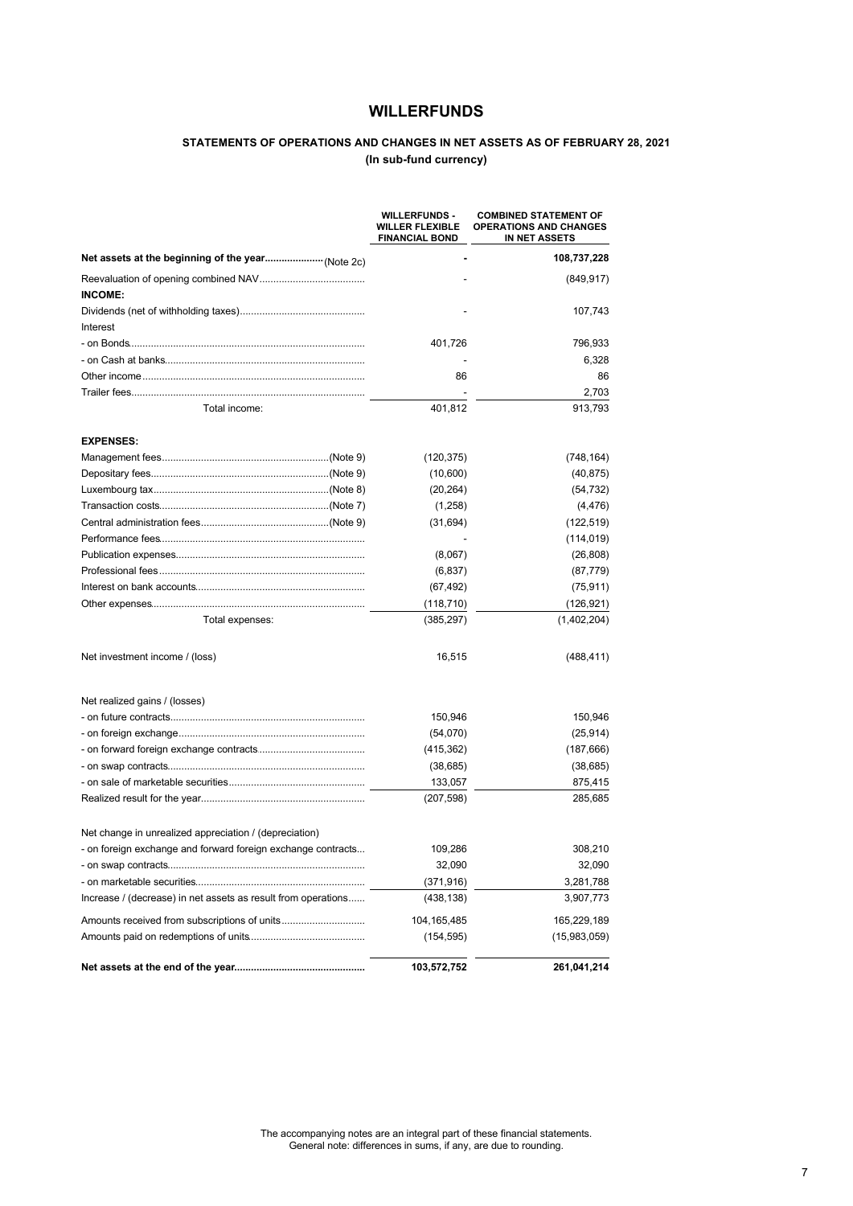# WILLERFUNDS

## STATEMENTS OF OPERATIONS AND CHANGES IN NET ASSETS AS OF FEBRUARY 28, 2021

**(In sub-fund currency)**

| | WILLERFUNDS - WILLER FLEXIBLE FINANCIAL BOND | COMBINED STATEMENT OF OPERATIONS AND CHANGES IN NET ASSETS |
|---|---|---|
| **Net assets at the beginning of the year** (Note 2c) | **-** | **108,737,228** |
| Reevaluation of opening combined NAV | - | (849,917) |
| **INCOME:** | | |
| Dividends (net of withholding taxes) | - | 107,743 |
| Interest | | |
| - on Bonds | 401,726 | 796,933 |
| - on Cash at banks | - | 6,328 |
| Other income | 86 | 86 |
| Trailer fees | - | 2,703 |
| Total income: | 401,812 | 913,793 |
| **EXPENSES:** | | |
| Management fees (Note 9) | (120,375) | (748,164) |
| Depositary fees (Note 9) | (10,600) | (40,875) |
| Luxembourg tax (Note 8) | (20,264) | (54,732) |
| Transaction costs (Note 7) | (1,258) | (4,476) |
| Central administration fees (Note 9) | (31,694) | (122,519) |
| Performance fees | - | (114,019) |
| Publication expenses | (8,067) | (26,808) |
| Professional fees | (6,837) | (87,779) |
| Interest on bank accounts | (67,492) | (75,911) |
| Other expenses | (118,710) | (126,921) |
| Total expenses: | (385,297) | (1,402,204) |
| Net investment income / (loss) | 16,515 | (488,411) |
| Net realized gains / (losses) | | |
| - on future contracts | 150,946 | 150,946 |
| - on foreign exchange | (54,070) | (25,914) |
| - on forward foreign exchange contracts | (415,362) | (187,666) |
| - on swap contracts | (38,685) | (38,685) |
| - on sale of marketable securities | 133,057 | 875,415 |
| Realized result for the year | (207,598) | 285,685 |
| Net change in unrealized appreciation / (depreciation) | | |
| - on foreign exchange and forward foreign exchange contracts | 109,286 | 308,210 |
| - on swap contracts | 32,090 | 32,090 |
| - on marketable securities | (371,916) | 3,281,788 |
| Increase / (decrease) in net assets as result from operations | (438,138) | 3,907,773 |
| Amounts received from subscriptions of units | 104,165,485 | 165,229,189 |
| Amounts paid on redemptions of units | (154,595) | (15,983,059) |
| **Net assets at the end of the year** | **103,572,752** | **261,041,214** |

The accompanying notes are an integral part of these financial statements.
General note: differences in sums, if any, are due to rounding.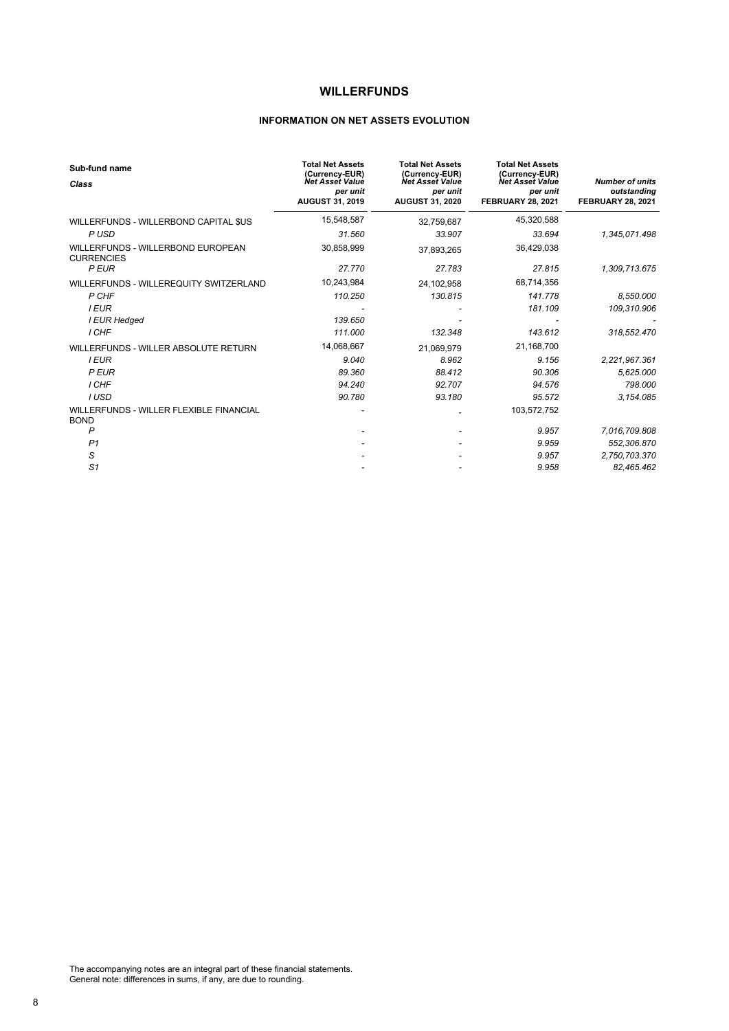# WILLERFUNDS

## INFORMATION ON NET ASSETS EVOLUTION

| Sub-fund name<br>*Class* | Total Net Assets (Currency-EUR)<br>*Net Asset Value per unit*<br>AUGUST 31, 2019 | Total Net Assets (Currency-EUR)<br>*Net Asset Value per unit*<br>AUGUST 31, 2020 | Total Net Assets (Currency-EUR)<br>*Net Asset Value per unit*<br>FEBRUARY 28, 2021 | *Number of units outstanding*<br>FEBRUARY 28, 2021 |
|---|---|---|---|---|
| WILLERFUNDS - WILLERBOND CAPITAL $US | 15,548,587 | 32,759,687 | 45,320,588 | |
| *P USD* | *31.560* | *33.907* | *33.694* | *1,345,071.498* |
| WILLERFUNDS - WILLERBOND EUROPEAN CURRENCIES | 30,858,999 | 37,893,265 | 36,429,038 | |
| *P EUR* | *27.770* | *27.783* | *27.815* | *1,309,713.675* |
| WILLERFUNDS - WILLEREQUITY SWITZERLAND | 10,243,984 | 24,102,958 | 68,714,356 | |
| *P CHF* | *110.250* | *130.815* | *141.778* | *8,550.000* |
| *I EUR* | - | - | *181.109* | *109,310.906* |
| *I EUR Hedged* | *139.650* | - | - | - |
| *I CHF* | *111.000* | *132.348* | *143.612* | *318,552.470* |
| WILLERFUNDS - WILLER ABSOLUTE RETURN | 14,068,667 | 21,069,979 | 21,168,700 | |
| *I EUR* | *9.040* | *8.962* | *9.156* | *2,221,967.361* |
| *P EUR* | *89.360* | *88.412* | *90.306* | *5,625.000* |
| *I CHF* | *94.240* | *92.707* | *94.576* | *798.000* |
| *I USD* | *90.780* | *93.180* | *95.572* | *3,154.085* |
| WILLERFUNDS - WILLER FLEXIBLE FINANCIAL BOND | - | - | 103,572,752 | |
| *P* | - | - | *9.957* | *7,016,709.808* |
| *P1* | - | - | *9.959* | *552,306.870* |
| *S* | - | - | *9.957* | *2,750,703.370* |
| *S1* | - | - | *9.958* | *82,465.462* |

The accompanying notes are an integral part of these financial statements.
General note: differences in sums, if any, are due to rounding.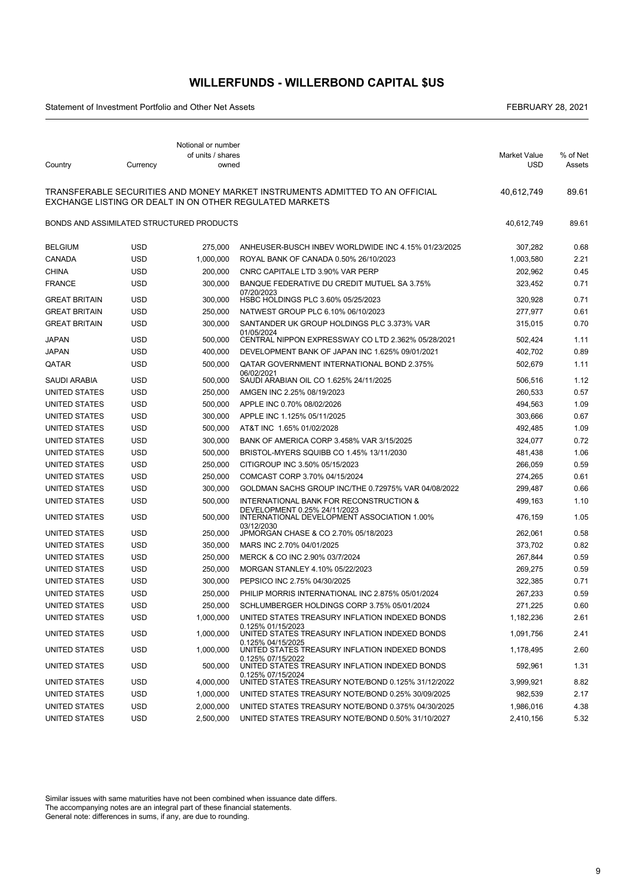# WILLERFUNDS - WILLERBOND CAPITAL $US

Statement of Investment Portfolio and Other Net Assets

FEBRUARY 28, 2021

| Country | Currency | Notional or number of units / shares owned | | Market Value USD | % of Net Assets |
|---|---|---|---|---|---|
| TRANSFERABLE SECURITIES AND MONEY MARKET INSTRUMENTS ADMITTED TO AN OFFICIAL EXCHANGE LISTING OR DEALT IN ON OTHER REGULATED MARKETS | | | | 40,612,749 | 89.61 |
| BONDS AND ASSIMILATED STRUCTURED PRODUCTS | | | | 40,612,749 | 89.61 |
| BELGIUM | USD | 275,000 | ANHEUSER-BUSCH INBEV WORLDWIDE INC 4.15% 01/23/2025 | 307,282 | 0.68 |
| CANADA | USD | 1,000,000 | ROYAL BANK OF CANADA 0.50% 26/10/2023 | 1,003,580 | 2.21 |
| CHINA | USD | 200,000 | CNRC CAPITALE LTD 3.90% VAR PERP | 202,962 | 0.45 |
| FRANCE | USD | 300,000 | BANQUE FEDERATIVE DU CREDIT MUTUEL SA 3.75% 07/20/2023 | 323,452 | 0.71 |
| GREAT BRITAIN | USD | 300,000 | HSBC HOLDINGS PLC 3.60% 05/25/2023 | 320,928 | 0.71 |
| GREAT BRITAIN | USD | 250,000 | NATWEST GROUP PLC 6.10% 06/10/2023 | 277,977 | 0.61 |
| GREAT BRITAIN | USD | 300,000 | SANTANDER UK GROUP HOLDINGS PLC 3.373% VAR 01/05/2024 | 315,015 | 0.70 |
| JAPAN | USD | 500,000 | CENTRAL NIPPON EXPRESSWAY CO LTD 2.362% 05/28/2021 | 502,424 | 1.11 |
| JAPAN | USD | 400,000 | DEVELOPMENT BANK OF JAPAN INC 1.625% 09/01/2021 | 402,702 | 0.89 |
| QATAR | USD | 500,000 | QATAR GOVERNMENT INTERNATIONAL BOND 2.375% 06/02/2021 | 502,679 | 1.11 |
| SAUDI ARABIA | USD | 500,000 | SAUDI ARABIAN OIL CO 1.625% 24/11/2025 | 506,516 | 1.12 |
| UNITED STATES | USD | 250,000 | AMGEN INC 2.25% 08/19/2023 | 260,533 | 0.57 |
| UNITED STATES | USD | 500,000 | APPLE INC 0.70% 08/02/2026 | 494,563 | 1.09 |
| UNITED STATES | USD | 300,000 | APPLE INC 1.125% 05/11/2025 | 303,666 | 0.67 |
| UNITED STATES | USD | 500,000 | AT&T INC 1.65% 01/02/2028 | 492,485 | 1.09 |
| UNITED STATES | USD | 300,000 | BANK OF AMERICA CORP 3.458% VAR 3/15/2025 | 324,077 | 0.72 |
| UNITED STATES | USD | 500,000 | BRISTOL-MYERS SQUIBB CO 1.45% 13/11/2030 | 481,438 | 1.06 |
| UNITED STATES | USD | 250,000 | CITIGROUP INC 3.50% 05/15/2023 | 266,059 | 0.59 |
| UNITED STATES | USD | 250,000 | COMCAST CORP 3.70% 04/15/2024 | 274,265 | 0.61 |
| UNITED STATES | USD | 300,000 | GOLDMAN SACHS GROUP INC/THE 0.72975% VAR 04/08/2022 | 299,487 | 0.66 |
| UNITED STATES | USD | 500,000 | INTERNATIONAL BANK FOR RECONSTRUCTION & DEVELOPMENT 0.25% 24/11/2023 | 499,163 | 1.10 |
| UNITED STATES | USD | 500,000 | INTERNATIONAL DEVELOPMENT ASSOCIATION 1.00% 03/12/2030 | 476,159 | 1.05 |
| UNITED STATES | USD | 250,000 | JPMORGAN CHASE & CO 2.70% 05/18/2023 | 262,061 | 0.58 |
| UNITED STATES | USD | 350,000 | MARS INC 2.70% 04/01/2025 | 373,702 | 0.82 |
| UNITED STATES | USD | 250,000 | MERCK & CO INC 2.90% 03/7/2024 | 267,844 | 0.59 |
| UNITED STATES | USD | 250,000 | MORGAN STANLEY 4.10% 05/22/2023 | 269,275 | 0.59 |
| UNITED STATES | USD | 300,000 | PEPSICO INC 2.75% 04/30/2025 | 322,385 | 0.71 |
| UNITED STATES | USD | 250,000 | PHILIP MORRIS INTERNATIONAL INC 2.875% 05/01/2024 | 267,233 | 0.59 |
| UNITED STATES | USD | 250,000 | SCHLUMBERGER HOLDINGS CORP 3.75% 05/01/2024 | 271,225 | 0.60 |
| UNITED STATES | USD | 1,000,000 | UNITED STATES TREASURY INFLATION INDEXED BONDS 0.125% 01/15/2023 | 1,182,236 | 2.61 |
| UNITED STATES | USD | 1,000,000 | UNITED STATES TREASURY INFLATION INDEXED BONDS 0.125% 04/15/2025 | 1,091,756 | 2.41 |
| UNITED STATES | USD | 1,000,000 | UNITED STATES TREASURY INFLATION INDEXED BONDS 0.125% 07/15/2022 | 1,178,495 | 2.60 |
| UNITED STATES | USD | 500,000 | UNITED STATES TREASURY INFLATION INDEXED BONDS 0.125% 07/15/2024 | 592,961 | 1.31 |
| UNITED STATES | USD | 4,000,000 | UNITED STATES TREASURY NOTE/BOND 0.125% 31/12/2022 | 3,999,921 | 8.82 |
| UNITED STATES | USD | 1,000,000 | UNITED STATES TREASURY NOTE/BOND 0.25% 30/09/2025 | 982,539 | 2.17 |
| UNITED STATES | USD | 2,000,000 | UNITED STATES TREASURY NOTE/BOND 0.375% 04/30/2025 | 1,986,016 | 4.38 |
| UNITED STATES | USD | 2,500,000 | UNITED STATES TREASURY NOTE/BOND 0.50% 31/10/2027 | 2,410,156 | 5.32 |

Similar issues with same maturities have not been combined when issuance date differs.
The accompanying notes are an integral part of these financial statements.
General note: differences in sums, if any, are due to rounding.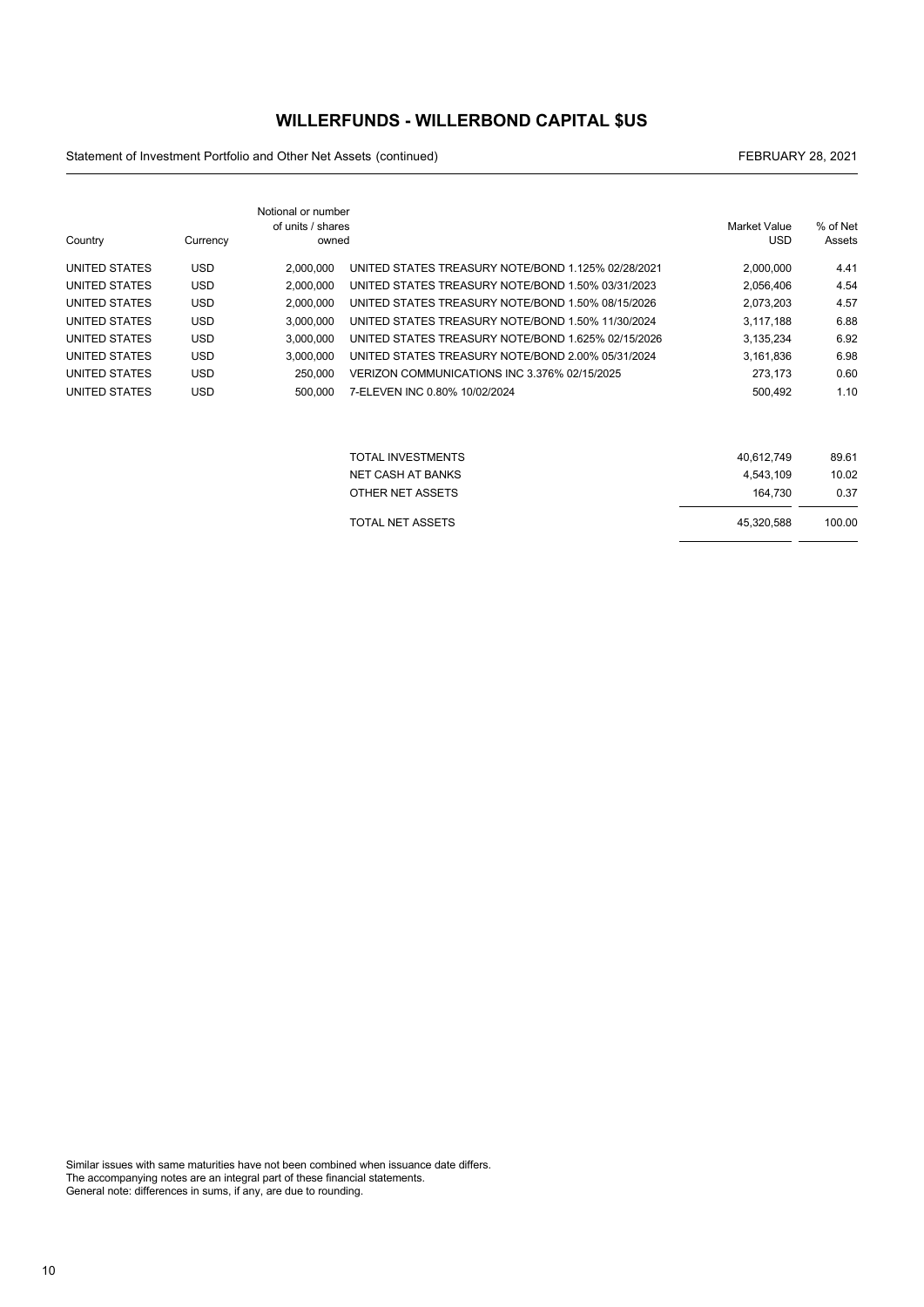# WILLERFUNDS - WILLERBOND CAPITAL $US

Statement of Investment Portfolio and Other Net Assets (continued)

FEBRUARY 28, 2021

| Country | Currency | Notional or number of units / shares owned | | Market Value USD | % of Net Assets |
|---|---|---|---|---|---|
| UNITED STATES | USD | 2,000,000 | UNITED STATES TREASURY NOTE/BOND 1.125% 02/28/2021 | 2,000,000 | 4.41 |
| UNITED STATES | USD | 2,000,000 | UNITED STATES TREASURY NOTE/BOND 1.50% 03/31/2023 | 2,056,406 | 4.54 |
| UNITED STATES | USD | 2,000,000 | UNITED STATES TREASURY NOTE/BOND 1.50% 08/15/2026 | 2,073,203 | 4.57 |
| UNITED STATES | USD | 3,000,000 | UNITED STATES TREASURY NOTE/BOND 1.50% 11/30/2024 | 3,117,188 | 6.88 |
| UNITED STATES | USD | 3,000,000 | UNITED STATES TREASURY NOTE/BOND 1.625% 02/15/2026 | 3,135,234 | 6.92 |
| UNITED STATES | USD | 3,000,000 | UNITED STATES TREASURY NOTE/BOND 2.00% 05/31/2024 | 3,161,836 | 6.98 |
| UNITED STATES | USD | 250,000 | VERIZON COMMUNICATIONS INC 3.376% 02/15/2025 | 273,173 | 0.60 |
| UNITED STATES | USD | 500,000 | 7-ELEVEN INC 0.80% 10/02/2024 | 500,492 | 1.10 |
| | | | TOTAL INVESTMENTS | 40,612,749 | 89.61 |
| | | | NET CASH AT BANKS | 4,543,109 | 10.02 |
| | | | OTHER NET ASSETS | 164,730 | 0.37 |
| | | | TOTAL NET ASSETS | 45,320,588 | 100.00 |

Similar issues with same maturities have not been combined when issuance date differs.
The accompanying notes are an integral part of these financial statements.
General note: differences in sums, if any, are due to rounding.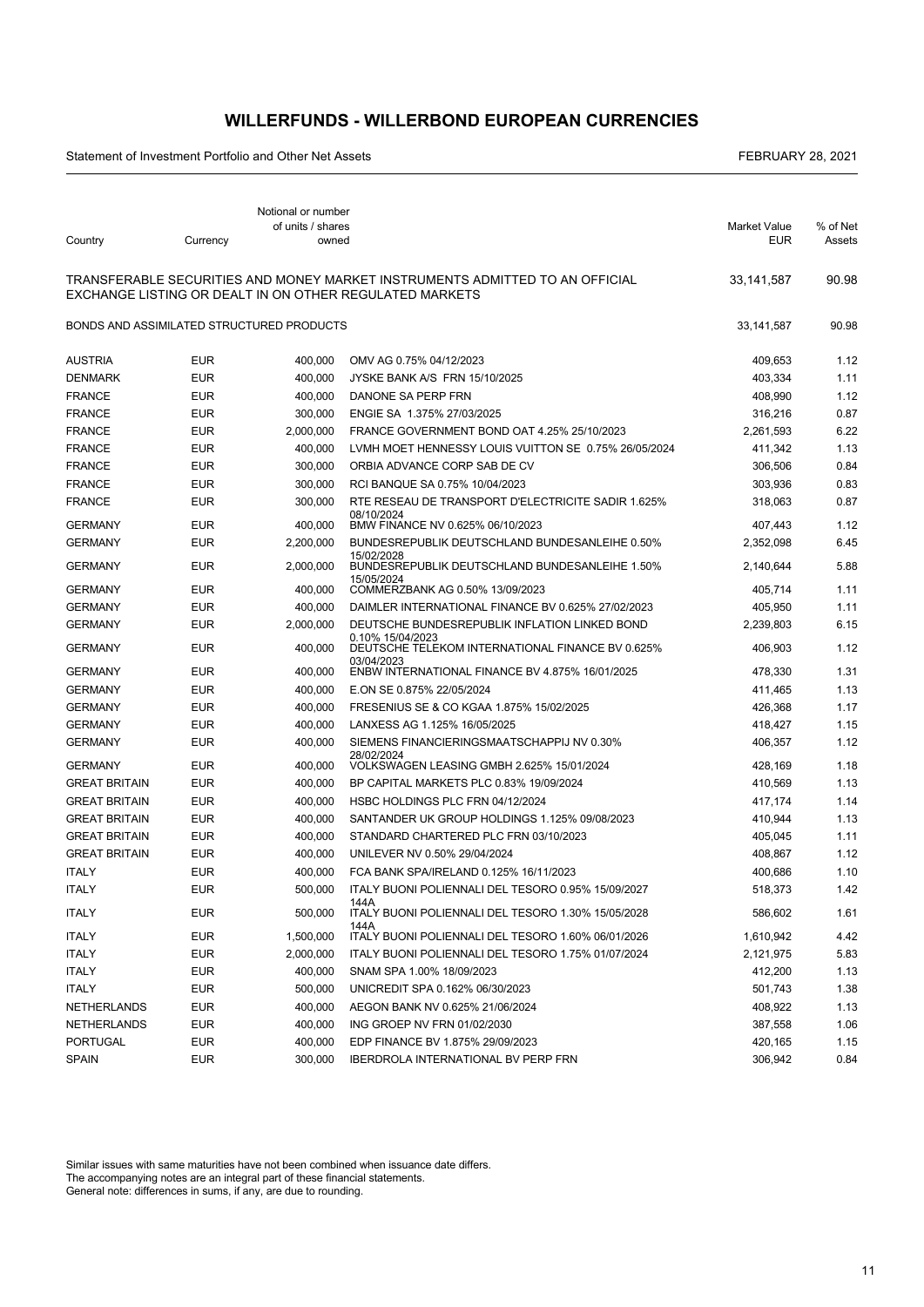# WILLERFUNDS - WILLERBOND EUROPEAN CURRENCIES

Statement of Investment Portfolio and Other Net Assets

FEBRUARY 28, 2021

| Country | Currency | Notional or number of units / shares owned | | Market Value EUR | % of Net Assets |
|---|---|---|---|---|---|
| TRANSFERABLE SECURITIES AND MONEY MARKET INSTRUMENTS ADMITTED TO AN OFFICIAL EXCHANGE LISTING OR DEALT IN ON OTHER REGULATED MARKETS | | | | 33,141,587 | 90.98 |
| BONDS AND ASSIMILATED STRUCTURED PRODUCTS | | | | 33,141,587 | 90.98 |
| AUSTRIA | EUR | 400,000 | OMV AG 0.75% 04/12/2023 | 409,653 | 1.12 |
| DENMARK | EUR | 400,000 | JYSKE BANK A/S FRN 15/10/2025 | 403,334 | 1.11 |
| FRANCE | EUR | 400,000 | DANONE SA PERP FRN | 408,990 | 1.12 |
| FRANCE | EUR | 300,000 | ENGIE SA 1.375% 27/03/2025 | 316,216 | 0.87 |
| FRANCE | EUR | 2,000,000 | FRANCE GOVERNMENT BOND OAT 4.25% 25/10/2023 | 2,261,593 | 6.22 |
| FRANCE | EUR | 400,000 | LVMH MOET HENNESSY LOUIS VUITTON SE 0.75% 26/05/2024 | 411,342 | 1.13 |
| FRANCE | EUR | 300,000 | ORBIA ADVANCE CORP SAB DE CV | 306,506 | 0.84 |
| FRANCE | EUR | 300,000 | RCI BANQUE SA 0.75% 10/04/2023 | 303,936 | 0.83 |
| FRANCE | EUR | 300,000 | RTE RESEAU DE TRANSPORT D'ELECTRICITE SADIR 1.625% 08/10/2024 | 318,063 | 0.87 |
| GERMANY | EUR | 400,000 | BMW FINANCE NV 0.625% 06/10/2023 | 407,443 | 1.12 |
| GERMANY | EUR | 2,200,000 | BUNDESREPUBLIK DEUTSCHLAND BUNDESANLEIHE 0.50% 15/02/2028 | 2,352,098 | 6.45 |
| GERMANY | EUR | 2,000,000 | BUNDESREPUBLIK DEUTSCHLAND BUNDESANLEIHE 1.50% 15/05/2024 | 2,140,644 | 5.88 |
| GERMANY | EUR | 400,000 | COMMERZBANK AG 0.50% 13/09/2023 | 405,714 | 1.11 |
| GERMANY | EUR | 400,000 | DAIMLER INTERNATIONAL FINANCE BV 0.625% 27/02/2023 | 405,950 | 1.11 |
| GERMANY | EUR | 2,000,000 | DEUTSCHE BUNDESREPUBLIK INFLATION LINKED BOND 0.10% 15/04/2023 | 2,239,803 | 6.15 |
| GERMANY | EUR | 400,000 | DEUTSCHE TELEKOM INTERNATIONAL FINANCE BV 0.625% 03/04/2023 | 406,903 | 1.12 |
| GERMANY | EUR | 400,000 | ENBW INTERNATIONAL FINANCE BV 4.875% 16/01/2025 | 478,330 | 1.31 |
| GERMANY | EUR | 400,000 | E.ON SE 0.875% 22/05/2024 | 411,465 | 1.13 |
| GERMANY | EUR | 400,000 | FRESENIUS SE & CO KGAA 1.875% 15/02/2025 | 426,368 | 1.17 |
| GERMANY | EUR | 400,000 | LANXESS AG 1.125% 16/05/2025 | 418,427 | 1.15 |
| GERMANY | EUR | 400,000 | SIEMENS FINANCIERINGSMAATSCHAPPIJ NV 0.30% 28/02/2024 | 406,357 | 1.12 |
| GERMANY | EUR | 400,000 | VOLKSWAGEN LEASING GMBH 2.625% 15/01/2024 | 428,169 | 1.18 |
| GREAT BRITAIN | EUR | 400,000 | BP CAPITAL MARKETS PLC 0.83% 19/09/2024 | 410,569 | 1.13 |
| GREAT BRITAIN | EUR | 400,000 | HSBC HOLDINGS PLC FRN 04/12/2024 | 417,174 | 1.14 |
| GREAT BRITAIN | EUR | 400,000 | SANTANDER UK GROUP HOLDINGS 1.125% 09/08/2023 | 410,944 | 1.13 |
| GREAT BRITAIN | EUR | 400,000 | STANDARD CHARTERED PLC FRN 03/10/2023 | 405,045 | 1.11 |
| GREAT BRITAIN | EUR | 400,000 | UNILEVER NV 0.50% 29/04/2024 | 408,867 | 1.12 |
| ITALY | EUR | 400,000 | FCA BANK SPA/IRELAND 0.125% 16/11/2023 | 400,686 | 1.10 |
| ITALY | EUR | 500,000 | ITALY BUONI POLIENNALI DEL TESORO 0.95% 15/09/2027 144A | 518,373 | 1.42 |
| ITALY | EUR | 500,000 | ITALY BUONI POLIENNALI DEL TESORO 1.30% 15/05/2028 144A | 586,602 | 1.61 |
| ITALY | EUR | 1,500,000 | ITALY BUONI POLIENNALI DEL TESORO 1.60% 06/01/2026 | 1,610,942 | 4.42 |
| ITALY | EUR | 2,000,000 | ITALY BUONI POLIENNALI DEL TESORO 1.75% 01/07/2024 | 2,121,975 | 5.83 |
| ITALY | EUR | 400,000 | SNAM SPA 1.00% 18/09/2023 | 412,200 | 1.13 |
| ITALY | EUR | 500,000 | UNICREDIT SPA 0.162% 06/30/2023 | 501,743 | 1.38 |
| NETHERLANDS | EUR | 400,000 | AEGON BANK NV 0.625% 21/06/2024 | 408,922 | 1.13 |
| NETHERLANDS | EUR | 400,000 | ING GROEP NV FRN 01/02/2030 | 387,558 | 1.06 |
| PORTUGAL | EUR | 400,000 | EDP FINANCE BV 1.875% 29/09/2023 | 420,165 | 1.15 |
| SPAIN | EUR | 300,000 | IBERDROLA INTERNATIONAL BV PERP FRN | 306,942 | 0.84 |

Similar issues with same maturities have not been combined when issuance date differs.
The accompanying notes are an integral part of these financial statements.
General note: differences in sums, if any, are due to rounding.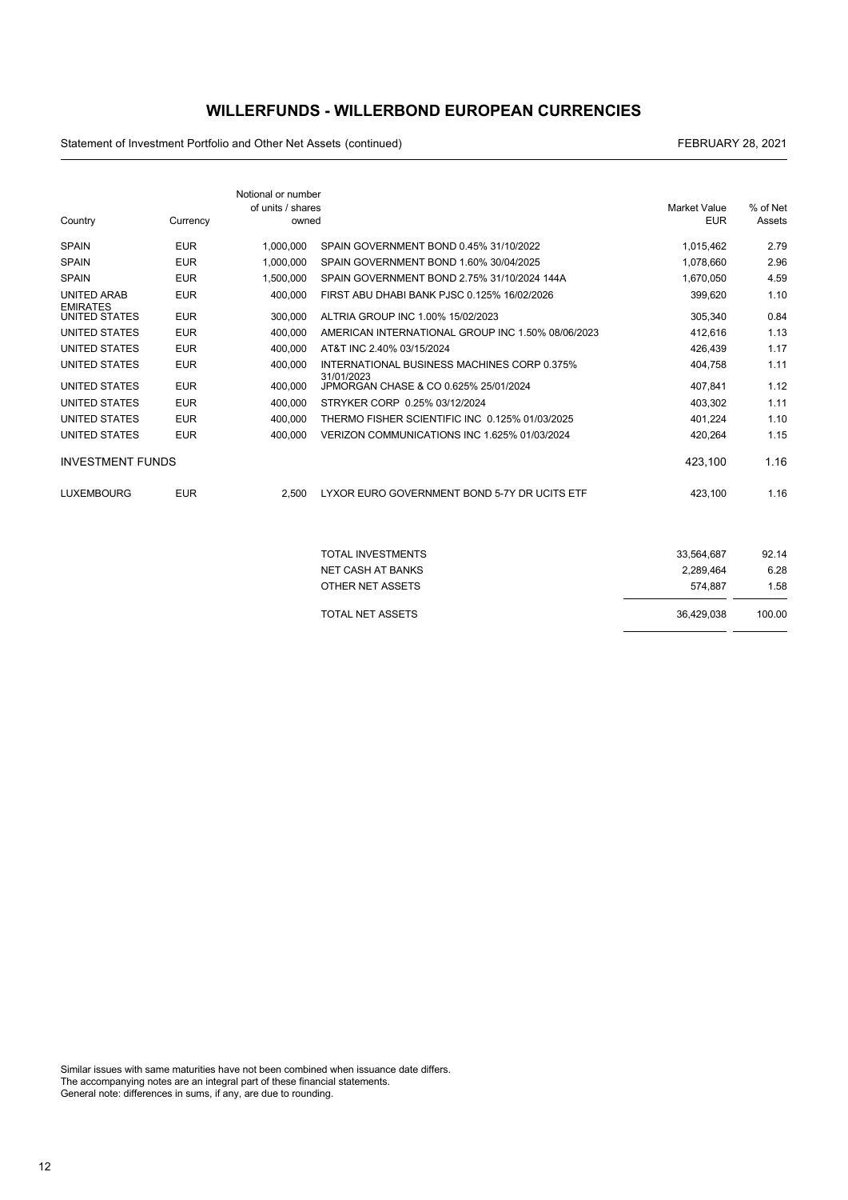# WILLERFUNDS - WILLERBOND EUROPEAN CURRENCIES

Statement of Investment Portfolio and Other Net Assets (continued)

FEBRUARY 28, 2021

| Country | Currency | Notional or number of units / shares owned | | Market Value EUR | % of Net Assets |
|---|---|---|---|---|---|
| SPAIN | EUR | 1,000,000 | SPAIN GOVERNMENT BOND 0.45% 31/10/2022 | 1,015,462 | 2.79 |
| SPAIN | EUR | 1,000,000 | SPAIN GOVERNMENT BOND 1.60% 30/04/2025 | 1,078,660 | 2.96 |
| SPAIN | EUR | 1,500,000 | SPAIN GOVERNMENT BOND 2.75% 31/10/2024 144A | 1,670,050 | 4.59 |
| UNITED ARAB EMIRATES | EUR | 400,000 | FIRST ABU DHABI BANK PJSC 0.125% 16/02/2026 | 399,620 | 1.10 |
| UNITED STATES | EUR | 300,000 | ALTRIA GROUP INC 1.00% 15/02/2023 | 305,340 | 0.84 |
| UNITED STATES | EUR | 400,000 | AMERICAN INTERNATIONAL GROUP INC 1.50% 08/06/2023 | 412,616 | 1.13 |
| UNITED STATES | EUR | 400,000 | AT&T INC 2.40% 03/15/2024 | 426,439 | 1.17 |
| UNITED STATES | EUR | 400,000 | INTERNATIONAL BUSINESS MACHINES CORP 0.375% 31/01/2023 | 404,758 | 1.11 |
| UNITED STATES | EUR | 400,000 | JPMORGAN CHASE & CO 0.625% 25/01/2024 | 407,841 | 1.12 |
| UNITED STATES | EUR | 400,000 | STRYKER CORP 0.25% 03/12/2024 | 403,302 | 1.11 |
| UNITED STATES | EUR | 400,000 | THERMO FISHER SCIENTIFIC INC 0.125% 01/03/2025 | 401,224 | 1.10 |
| UNITED STATES | EUR | 400,000 | VERIZON COMMUNICATIONS INC 1.625% 01/03/2024 | 420,264 | 1.15 |
| **INVESTMENT FUNDS** | | | | 423,100 | 1.16 |
| LUXEMBOURG | EUR | 2,500 | LYXOR EURO GOVERNMENT BOND 5-7Y DR UCITS ETF | 423,100 | 1.16 |
| | | | TOTAL INVESTMENTS | 33,564,687 | 92.14 |
| | | | NET CASH AT BANKS | 2,289,464 | 6.28 |
| | | | OTHER NET ASSETS | 574,887 | 1.58 |
| | | | TOTAL NET ASSETS | 36,429,038 | 100.00 |

Similar issues with same maturities have not been combined when issuance date differs.
The accompanying notes are an integral part of these financial statements.
General note: differences in sums, if any, are due to rounding.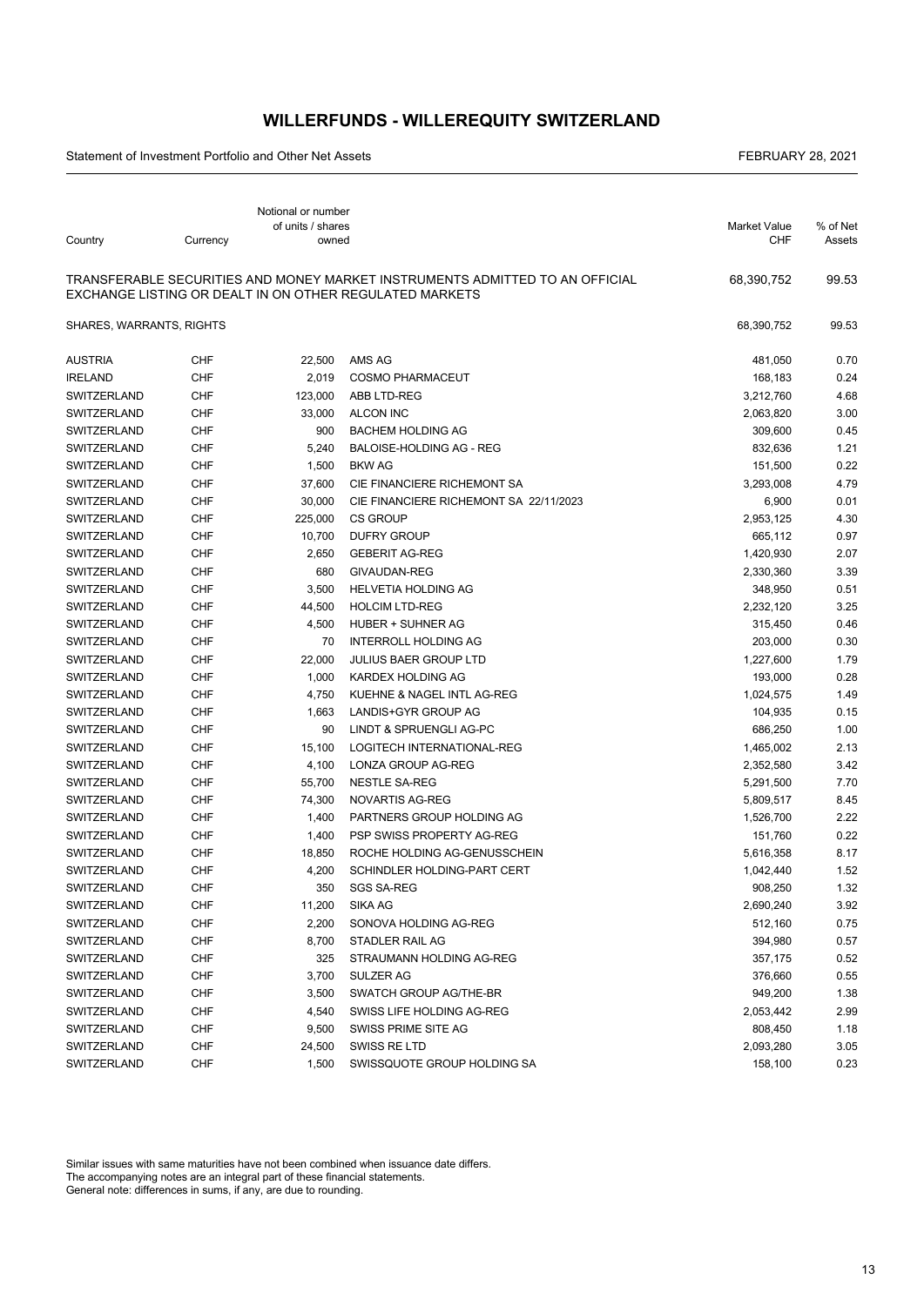# WILLERFUNDS - WILLEREQUITY SWITZERLAND

Statement of Investment Portfolio and Other Net Assets

FEBRUARY 28, 2021

| Country | Currency | Notional or number of units / shares owned | | Market Value CHF | % of Net Assets |
|---|---|---|---|---|---|
| TRANSFERABLE SECURITIES AND MONEY MARKET INSTRUMENTS ADMITTED TO AN OFFICIAL EXCHANGE LISTING OR DEALT IN ON OTHER REGULATED MARKETS | | | | 68,390,752 | 99.53 |
| SHARES, WARRANTS, RIGHTS | | | | 68,390,752 | 99.53 |
| AUSTRIA | CHF | 22,500 | AMS AG | 481,050 | 0.70 |
| IRELAND | CHF | 2,019 | COSMO PHARMACEUT | 168,183 | 0.24 |
| SWITZERLAND | CHF | 123,000 | ABB LTD-REG | 3,212,760 | 4.68 |
| SWITZERLAND | CHF | 33,000 | ALCON INC | 2,063,820 | 3.00 |
| SWITZERLAND | CHF | 900 | BACHEM HOLDING AG | 309,600 | 0.45 |
| SWITZERLAND | CHF | 5,240 | BALOISE-HOLDING AG - REG | 832,636 | 1.21 |
| SWITZERLAND | CHF | 1,500 | BKW AG | 151,500 | 0.22 |
| SWITZERLAND | CHF | 37,600 | CIE FINANCIERE RICHEMONT SA | 3,293,008 | 4.79 |
| SWITZERLAND | CHF | 30,000 | CIE FINANCIERE RICHEMONT SA 22/11/2023 | 6,900 | 0.01 |
| SWITZERLAND | CHF | 225,000 | CS GROUP | 2,953,125 | 4.30 |
| SWITZERLAND | CHF | 10,700 | DUFRY GROUP | 665,112 | 0.97 |
| SWITZERLAND | CHF | 2,650 | GEBERIT AG-REG | 1,420,930 | 2.07 |
| SWITZERLAND | CHF | 680 | GIVAUDAN-REG | 2,330,360 | 3.39 |
| SWITZERLAND | CHF | 3,500 | HELVETIA HOLDING AG | 348,950 | 0.51 |
| SWITZERLAND | CHF | 44,500 | HOLCIM LTD-REG | 2,232,120 | 3.25 |
| SWITZERLAND | CHF | 4,500 | HUBER + SUHNER AG | 315,450 | 0.46 |
| SWITZERLAND | CHF | 70 | INTERROLL HOLDING AG | 203,000 | 0.30 |
| SWITZERLAND | CHF | 22,000 | JULIUS BAER GROUP LTD | 1,227,600 | 1.79 |
| SWITZERLAND | CHF | 1,000 | KARDEX HOLDING AG | 193,000 | 0.28 |
| SWITZERLAND | CHF | 4,750 | KUEHNE & NAGEL INTL AG-REG | 1,024,575 | 1.49 |
| SWITZERLAND | CHF | 1,663 | LANDIS+GYR GROUP AG | 104,935 | 0.15 |
| SWITZERLAND | CHF | 90 | LINDT & SPRUENGLI AG-PC | 686,250 | 1.00 |
| SWITZERLAND | CHF | 15,100 | LOGITECH INTERNATIONAL-REG | 1,465,002 | 2.13 |
| SWITZERLAND | CHF | 4,100 | LONZA GROUP AG-REG | 2,352,580 | 3.42 |
| SWITZERLAND | CHF | 55,700 | NESTLE SA-REG | 5,291,500 | 7.70 |
| SWITZERLAND | CHF | 74,300 | NOVARTIS AG-REG | 5,809,517 | 8.45 |
| SWITZERLAND | CHF | 1,400 | PARTNERS GROUP HOLDING AG | 1,526,700 | 2.22 |
| SWITZERLAND | CHF | 1,400 | PSP SWISS PROPERTY AG-REG | 151,760 | 0.22 |
| SWITZERLAND | CHF | 18,850 | ROCHE HOLDING AG-GENUSSCHEIN | 5,616,358 | 8.17 |
| SWITZERLAND | CHF | 4,200 | SCHINDLER HOLDING-PART CERT | 1,042,440 | 1.52 |
| SWITZERLAND | CHF | 350 | SGS SA-REG | 908,250 | 1.32 |
| SWITZERLAND | CHF | 11,200 | SIKA AG | 2,690,240 | 3.92 |
| SWITZERLAND | CHF | 2,200 | SONOVA HOLDING AG-REG | 512,160 | 0.75 |
| SWITZERLAND | CHF | 8,700 | STADLER RAIL AG | 394,980 | 0.57 |
| SWITZERLAND | CHF | 325 | STRAUMANN HOLDING AG-REG | 357,175 | 0.52 |
| SWITZERLAND | CHF | 3,700 | SULZER AG | 376,660 | 0.55 |
| SWITZERLAND | CHF | 3,500 | SWATCH GROUP AG/THE-BR | 949,200 | 1.38 |
| SWITZERLAND | CHF | 4,540 | SWISS LIFE HOLDING AG-REG | 2,053,442 | 2.99 |
| SWITZERLAND | CHF | 9,500 | SWISS PRIME SITE AG | 808,450 | 1.18 |
| SWITZERLAND | CHF | 24,500 | SWISS RE LTD | 2,093,280 | 3.05 |
| SWITZERLAND | CHF | 1,500 | SWISSQUOTE GROUP HOLDING SA | 158,100 | 0.23 |

Similar issues with same maturities have not been combined when issuance date differs.
The accompanying notes are an integral part of these financial statements.
General note: differences in sums, if any, are due to rounding.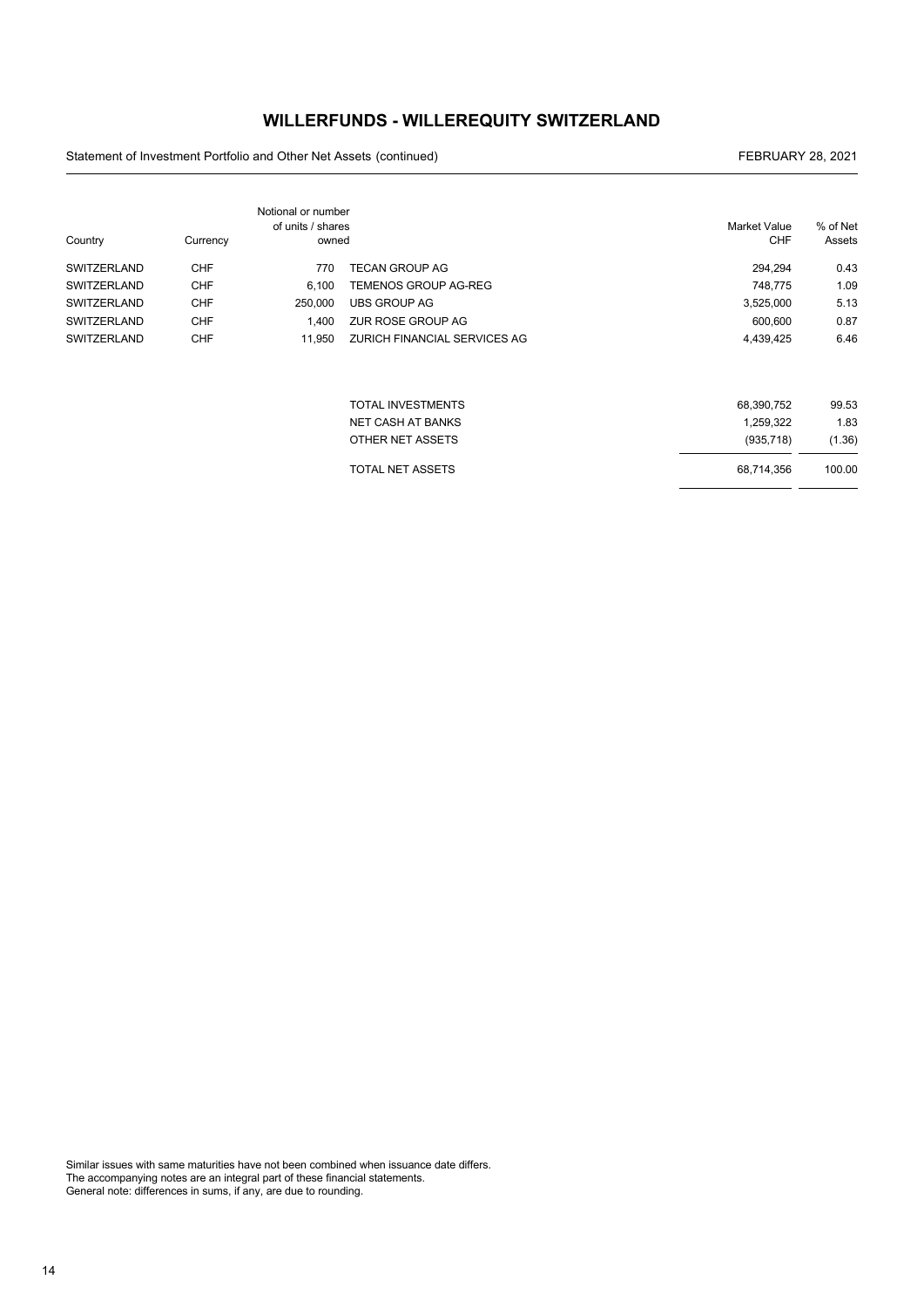# WILLERFUNDS - WILLEREQUITY SWITZERLAND

Statement of Investment Portfolio and Other Net Assets (continued) FEBRUARY 28, 2021

| Country | Currency | Notional or number of units / shares owned | | Market Value CHF | % of Net Assets |
|---|---|---|---|---|---|
| SWITZERLAND | CHF | 770 | TECAN GROUP AG | 294,294 | 0.43 |
| SWITZERLAND | CHF | 6,100 | TEMENOS GROUP AG-REG | 748,775 | 1.09 |
| SWITZERLAND | CHF | 250,000 | UBS GROUP AG | 3,525,000 | 5.13 |
| SWITZERLAND | CHF | 1,400 | ZUR ROSE GROUP AG | 600,600 | 0.87 |
| SWITZERLAND | CHF | 11,950 | ZURICH FINANCIAL SERVICES AG | 4,439,425 | 6.46 |
| | | | TOTAL INVESTMENTS | 68,390,752 | 99.53 |
| | | | NET CASH AT BANKS | 1,259,322 | 1.83 |
| | | | OTHER NET ASSETS | (935,718) | (1.36) |
| | | | TOTAL NET ASSETS | 68,714,356 | 100.00 |

Similar issues with same maturities have not been combined when issuance date differs.
The accompanying notes are an integral part of these financial statements.
General note: differences in sums, if any, are due to rounding.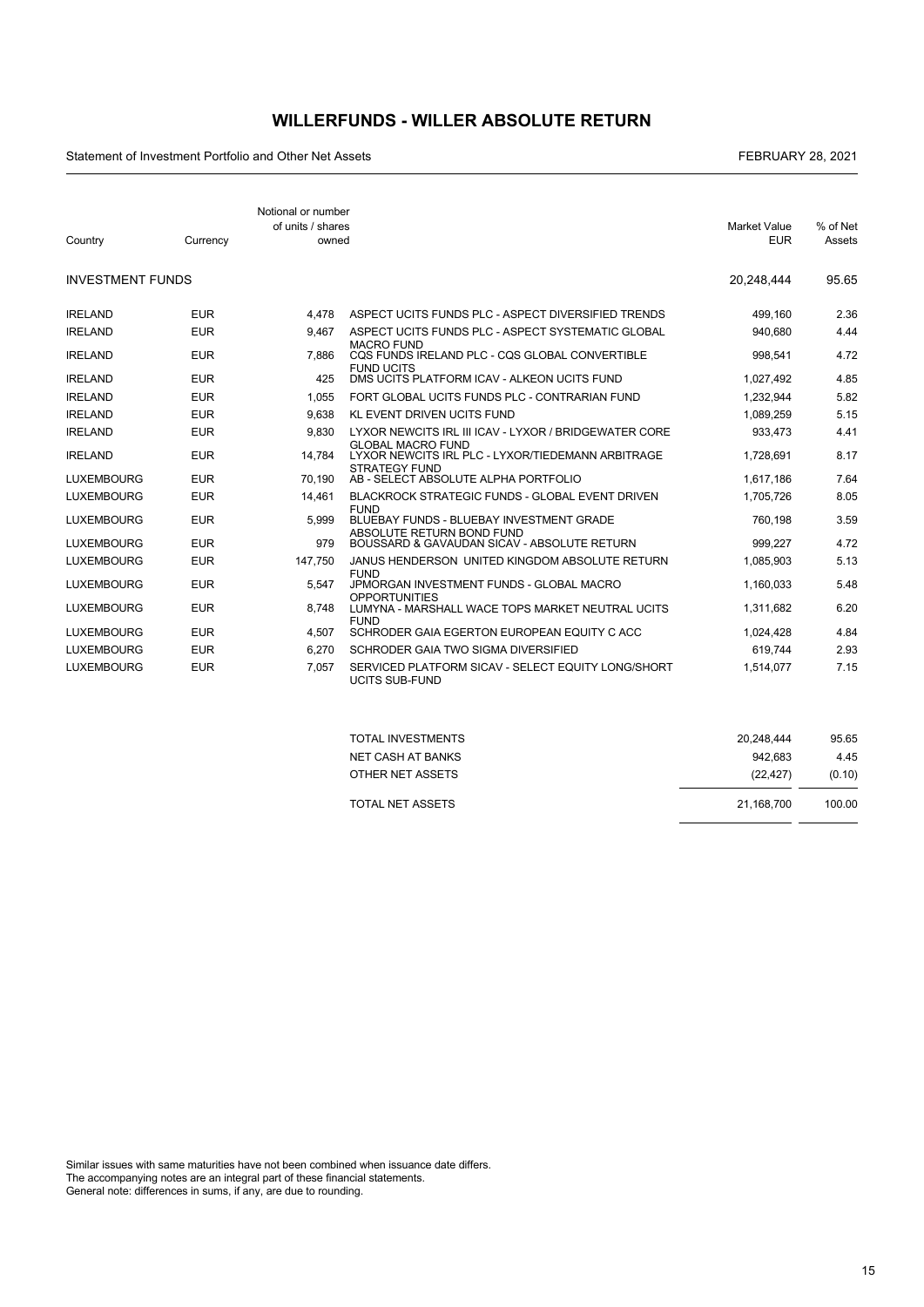# WILLERFUNDS - WILLER ABSOLUTE RETURN

Statement of Investment Portfolio and Other Net Assets

FEBRUARY 28, 2021

| Country | Currency | Notional or number of units / shares owned | | Market Value EUR | % of Net Assets |
|---|---|---|---|---|---|
| INVESTMENT FUNDS | | | | 20,248,444 | 95.65 |
| IRELAND | EUR | 4,478 | ASPECT UCITS FUNDS PLC - ASPECT DIVERSIFIED TRENDS | 499,160 | 2.36 |
| IRELAND | EUR | 9,467 | ASPECT UCITS FUNDS PLC - ASPECT SYSTEMATIC GLOBAL MACRO FUND | 940,680 | 4.44 |
| IRELAND | EUR | 7,886 | CQS FUNDS IRELAND PLC - CQS GLOBAL CONVERTIBLE FUND UCITS | 998,541 | 4.72 |
| IRELAND | EUR | 425 | DMS UCITS PLATFORM ICAV - ALKEON UCITS FUND | 1,027,492 | 4.85 |
| IRELAND | EUR | 1,055 | FORT GLOBAL UCITS FUNDS PLC - CONTRARIAN FUND | 1,232,944 | 5.82 |
| IRELAND | EUR | 9,638 | KL EVENT DRIVEN UCITS FUND | 1,089,259 | 5.15 |
| IRELAND | EUR | 9,830 | LYXOR NEWCITS IRL III ICAV - LYXOR / BRIDGEWATER CORE GLOBAL MACRO FUND | 933,473 | 4.41 |
| IRELAND | EUR | 14,784 | LYXOR NEWCITS IRL PLC - LYXOR/TIEDEMANN ARBITRAGE STRATEGY FUND | 1,728,691 | 8.17 |
| LUXEMBOURG | EUR | 70,190 | AB - SELECT ABSOLUTE ALPHA PORTFOLIO | 1,617,186 | 7.64 |
| LUXEMBOURG | EUR | 14,461 | BLACKROCK STRATEGIC FUNDS - GLOBAL EVENT DRIVEN FUND | 1,705,726 | 8.05 |
| LUXEMBOURG | EUR | 5,999 | BLUEBAY FUNDS - BLUEBAY INVESTMENT GRADE ABSOLUTE RETURN BOND FUND | 760,198 | 3.59 |
| LUXEMBOURG | EUR | 979 | BOUSSARD & GAVAUDAN SICAV - ABSOLUTE RETURN | 999,227 | 4.72 |
| LUXEMBOURG | EUR | 147,750 | JANUS HENDERSON UNITED KINGDOM ABSOLUTE RETURN FUND | 1,085,903 | 5.13 |
| LUXEMBOURG | EUR | 5,547 | JPMORGAN INVESTMENT FUNDS - GLOBAL MACRO OPPORTUNITIES | 1,160,033 | 5.48 |
| LUXEMBOURG | EUR | 8,748 | LUMYNA - MARSHALL WACE TOPS MARKET NEUTRAL UCITS FUND | 1,311,682 | 6.20 |
| LUXEMBOURG | EUR | 4,507 | SCHRODER GAIA EGERTON EUROPEAN EQUITY C ACC | 1,024,428 | 4.84 |
| LUXEMBOURG | EUR | 6,270 | SCHRODER GAIA TWO SIGMA DIVERSIFIED | 619,744 | 2.93 |
| LUXEMBOURG | EUR | 7,057 | SERVICED PLATFORM SICAV - SELECT EQUITY LONG/SHORT UCITS SUB-FUND | 1,514,077 | 7.15 |

| | Market Value EUR | % of Net Assets |
|---|---|---|
| TOTAL INVESTMENTS | 20,248,444 | 95.65 |
| NET CASH AT BANKS | 942,683 | 4.45 |
| OTHER NET ASSETS | (22,427) | (0.10) |
| TOTAL NET ASSETS | 21,168,700 | 100.00 |

Similar issues with same maturities have not been combined when issuance date differs.
The accompanying notes are an integral part of these financial statements.
General note: differences in sums, if any, are due to rounding.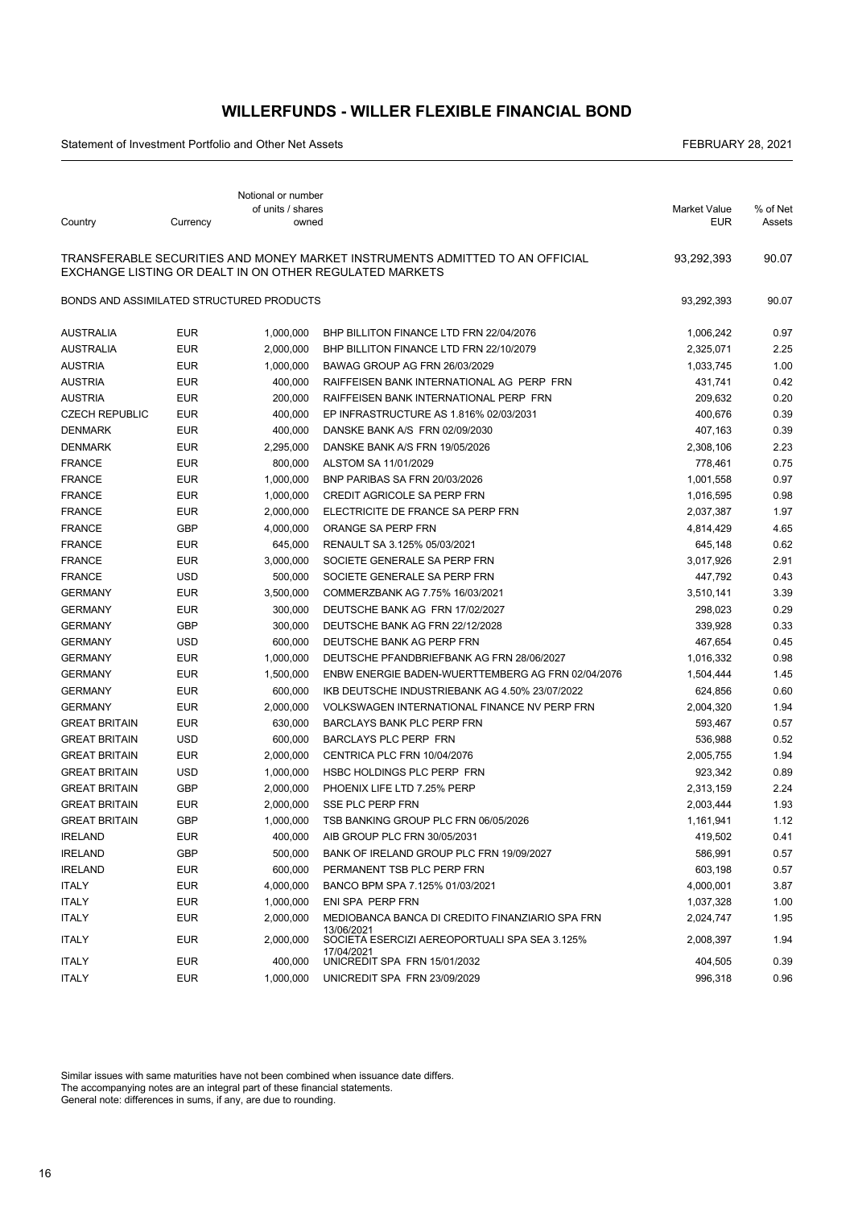# WILLERFUNDS - WILLER FLEXIBLE FINANCIAL BOND

Statement of Investment Portfolio and Other Net Assets

FEBRUARY 28, 2021

| Country | Currency | Notional or number of units / shares owned | | Market Value EUR | % of Net Assets |
|---|---|---|---|---|---|
| TRANSFERABLE SECURITIES AND MONEY MARKET INSTRUMENTS ADMITTED TO AN OFFICIAL EXCHANGE LISTING OR DEALT IN ON OTHER REGULATED MARKETS | | | | 93,292,393 | 90.07 |
| BONDS AND ASSIMILATED STRUCTURED PRODUCTS | | | | 93,292,393 | 90.07 |
| AUSTRALIA | EUR | 1,000,000 | BHP BILLITON FINANCE LTD FRN 22/04/2076 | 1,006,242 | 0.97 |
| AUSTRALIA | EUR | 2,000,000 | BHP BILLITON FINANCE LTD FRN 22/10/2079 | 2,325,071 | 2.25 |
| AUSTRIA | EUR | 1,000,000 | BAWAG GROUP AG FRN 26/03/2029 | 1,033,745 | 1.00 |
| AUSTRIA | EUR | 400,000 | RAIFFEISEN BANK INTERNATIONAL AG PERP FRN | 431,741 | 0.42 |
| AUSTRIA | EUR | 200,000 | RAIFFEISEN BANK INTERNATIONAL PERP FRN | 209,632 | 0.20 |
| CZECH REPUBLIC | EUR | 400,000 | EP INFRASTRUCTURE AS 1.816% 02/03/2031 | 400,676 | 0.39 |
| DENMARK | EUR | 400,000 | DANSKE BANK A/S FRN 02/09/2030 | 407,163 | 0.39 |
| DENMARK | EUR | 2,295,000 | DANSKE BANK A/S FRN 19/05/2026 | 2,308,106 | 2.23 |
| FRANCE | EUR | 800,000 | ALSTOM SA 11/01/2029 | 778,461 | 0.75 |
| FRANCE | EUR | 1,000,000 | BNP PARIBAS SA FRN 20/03/2026 | 1,001,558 | 0.97 |
| FRANCE | EUR | 1,000,000 | CREDIT AGRICOLE SA PERP FRN | 1,016,595 | 0.98 |
| FRANCE | EUR | 2,000,000 | ELECTRICITE DE FRANCE SA PERP FRN | 2,037,387 | 1.97 |
| FRANCE | GBP | 4,000,000 | ORANGE SA PERP FRN | 4,814,429 | 4.65 |
| FRANCE | EUR | 645,000 | RENAULT SA 3.125% 05/03/2021 | 645,148 | 0.62 |
| FRANCE | EUR | 3,000,000 | SOCIETE GENERALE SA PERP FRN | 3,017,926 | 2.91 |
| FRANCE | USD | 500,000 | SOCIETE GENERALE SA PERP FRN | 447,792 | 0.43 |
| GERMANY | EUR | 3,500,000 | COMMERZBANK AG 7.75% 16/03/2021 | 3,510,141 | 3.39 |
| GERMANY | EUR | 300,000 | DEUTSCHE BANK AG FRN 17/02/2027 | 298,023 | 0.29 |
| GERMANY | GBP | 300,000 | DEUTSCHE BANK AG FRN 22/12/2028 | 339,928 | 0.33 |
| GERMANY | USD | 600,000 | DEUTSCHE BANK AG PERP FRN | 467,654 | 0.45 |
| GERMANY | EUR | 1,000,000 | DEUTSCHE PFANDBRIEFBANK AG FRN 28/06/2027 | 1,016,332 | 0.98 |
| GERMANY | EUR | 1,500,000 | ENBW ENERGIE BADEN-WUERTTEMBERG AG FRN 02/04/2076 | 1,504,444 | 1.45 |
| GERMANY | EUR | 600,000 | IKB DEUTSCHE INDUSTRIEBANK AG 4.50% 23/07/2022 | 624,856 | 0.60 |
| GERMANY | EUR | 2,000,000 | VOLKSWAGEN INTERNATIONAL FINANCE NV PERP FRN | 2,004,320 | 1.94 |
| GREAT BRITAIN | EUR | 630,000 | BARCLAYS BANK PLC PERP FRN | 593,467 | 0.57 |
| GREAT BRITAIN | USD | 600,000 | BARCLAYS PLC PERP FRN | 536,988 | 0.52 |
| GREAT BRITAIN | EUR | 2,000,000 | CENTRICA PLC FRN 10/04/2076 | 2,005,755 | 1.94 |
| GREAT BRITAIN | USD | 1,000,000 | HSBC HOLDINGS PLC PERP FRN | 923,342 | 0.89 |
| GREAT BRITAIN | GBP | 2,000,000 | PHOENIX LIFE LTD 7.25% PERP | 2,313,159 | 2.24 |
| GREAT BRITAIN | EUR | 2,000,000 | SSE PLC PERP FRN | 2,003,444 | 1.93 |
| GREAT BRITAIN | GBP | 1,000,000 | TSB BANKING GROUP PLC FRN 06/05/2026 | 1,161,941 | 1.12 |
| IRELAND | EUR | 400,000 | AIB GROUP PLC FRN 30/05/2031 | 419,502 | 0.41 |
| IRELAND | GBP | 500,000 | BANK OF IRELAND GROUP PLC FRN 19/09/2027 | 586,991 | 0.57 |
| IRELAND | EUR | 600,000 | PERMANENT TSB PLC PERP FRN | 603,198 | 0.57 |
| ITALY | EUR | 4,000,000 | BANCO BPM SPA 7.125% 01/03/2021 | 4,000,001 | 3.87 |
| ITALY | EUR | 1,000,000 | ENI SPA PERP FRN | 1,037,328 | 1.00 |
| ITALY | EUR | 2,000,000 | MEDIOBANCA BANCA DI CREDITO FINANZIARIO SPA FRN 13/06/2021 | 2,024,747 | 1.95 |
| ITALY | EUR | 2,000,000 | SOCIETA ESERCIZI AEREOPORTUALI SPA SEA 3.125% 17/04/2021 | 2,008,397 | 1.94 |
| ITALY | EUR | 400,000 | UNICREDIT SPA FRN 15/01/2032 | 404,505 | 0.39 |
| ITALY | EUR | 1,000,000 | UNICREDIT SPA FRN 23/09/2029 | 996,318 | 0.96 |

Similar issues with same maturities have not been combined when issuance date differs.
The accompanying notes are an integral part of these financial statements.
General note: differences in sums, if any, are due to rounding.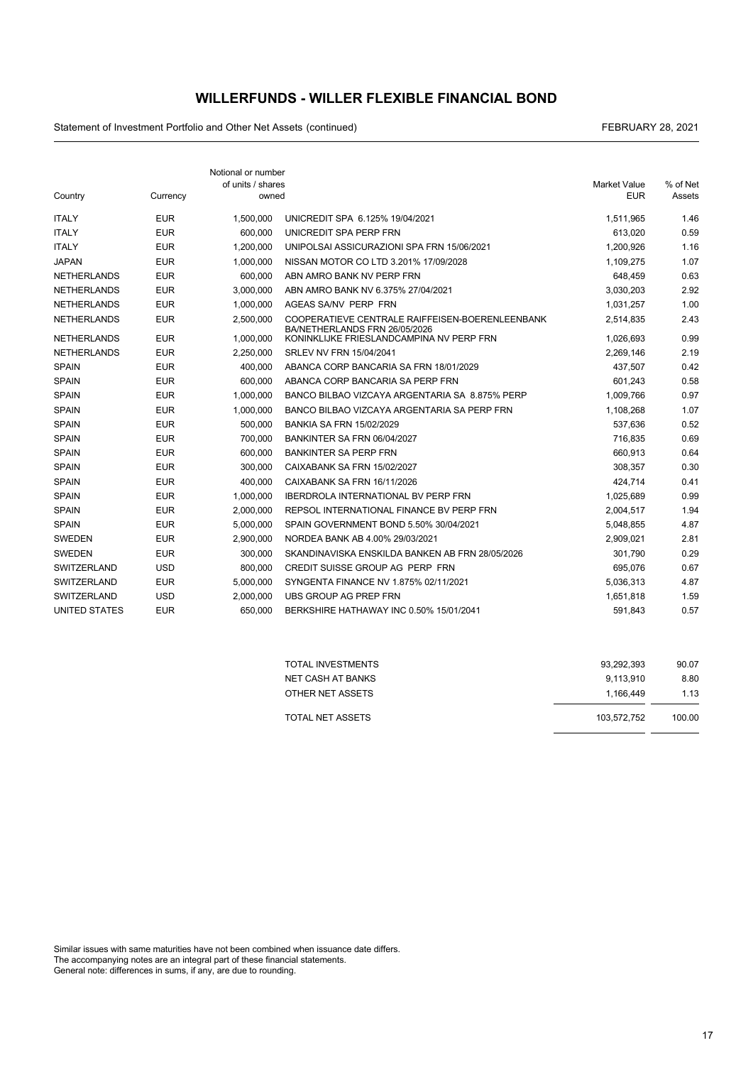# WILLERFUNDS - WILLER FLEXIBLE FINANCIAL BOND

Statement of Investment Portfolio and Other Net Assets (continued)

FEBRUARY 28, 2021

| Country | Currency | Notional or number of units / shares owned | | Market Value EUR | % of Net Assets |
|---|---|---|---|---|---|
| ITALY | EUR | 1,500,000 | UNICREDIT SPA 6.125% 19/04/2021 | 1,511,965 | 1.46 |
| ITALY | EUR | 600,000 | UNICREDIT SPA PERP FRN | 613,020 | 0.59 |
| ITALY | EUR | 1,200,000 | UNIPOLSAI ASSICURAZIONI SPA FRN 15/06/2021 | 1,200,926 | 1.16 |
| JAPAN | EUR | 1,000,000 | NISSAN MOTOR CO LTD 3.201% 17/09/2028 | 1,109,275 | 1.07 |
| NETHERLANDS | EUR | 600,000 | ABN AMRO BANK NV PERP FRN | 648,459 | 0.63 |
| NETHERLANDS | EUR | 3,000,000 | ABN AMRO BANK NV 6.375% 27/04/2021 | 3,030,203 | 2.92 |
| NETHERLANDS | EUR | 1,000,000 | AGEAS SA/NV PERP FRN | 1,031,257 | 1.00 |
| NETHERLANDS | EUR | 2,500,000 | COOPERATIEVE CENTRALE RAIFFEISEN-BOERENLEENBANK BA/NETHERLANDS FRN 26/05/2026 | 2,514,835 | 2.43 |
| NETHERLANDS | EUR | 1,000,000 | KONINKLIJKE FRIESLANDCAMPINA NV PERP FRN | 1,026,693 | 0.99 |
| NETHERLANDS | EUR | 2,250,000 | SRLEV NV FRN 15/04/2041 | 2,269,146 | 2.19 |
| SPAIN | EUR | 400,000 | ABANCA CORP BANCARIA SA FRN 18/01/2029 | 437,507 | 0.42 |
| SPAIN | EUR | 600,000 | ABANCA CORP BANCARIA SA PERP FRN | 601,243 | 0.58 |
| SPAIN | EUR | 1,000,000 | BANCO BILBAO VIZCAYA ARGENTARIA SA 8.875% PERP | 1,009,766 | 0.97 |
| SPAIN | EUR | 1,000,000 | BANCO BILBAO VIZCAYA ARGENTARIA SA PERP FRN | 1,108,268 | 1.07 |
| SPAIN | EUR | 500,000 | BANKIA SA FRN 15/02/2029 | 537,636 | 0.52 |
| SPAIN | EUR | 700,000 | BANKINTER SA FRN 06/04/2027 | 716,835 | 0.69 |
| SPAIN | EUR | 600,000 | BANKINTER SA PERP FRN | 660,913 | 0.64 |
| SPAIN | EUR | 300,000 | CAIXABANK SA FRN 15/02/2027 | 308,357 | 0.30 |
| SPAIN | EUR | 400,000 | CAIXABANK SA FRN 16/11/2026 | 424,714 | 0.41 |
| SPAIN | EUR | 1,000,000 | IBERDROLA INTERNATIONAL BV PERP FRN | 1,025,689 | 0.99 |
| SPAIN | EUR | 2,000,000 | REPSOL INTERNATIONAL FINANCE BV PERP FRN | 2,004,517 | 1.94 |
| SPAIN | EUR | 5,000,000 | SPAIN GOVERNMENT BOND 5.50% 30/04/2021 | 5,048,855 | 4.87 |
| SWEDEN | EUR | 2,900,000 | NORDEA BANK AB 4.00% 29/03/2021 | 2,909,021 | 2.81 |
| SWEDEN | EUR | 300,000 | SKANDINAVISKA ENSKILDA BANKEN AB FRN 28/05/2026 | 301,790 | 0.29 |
| SWITZERLAND | USD | 800,000 | CREDIT SUISSE GROUP AG PERP FRN | 695,076 | 0.67 |
| SWITZERLAND | EUR | 5,000,000 | SYNGENTA FINANCE NV 1.875% 02/11/2021 | 5,036,313 | 4.87 |
| SWITZERLAND | USD | 2,000,000 | UBS GROUP AG PREP FRN | 1,651,818 | 1.59 |
| UNITED STATES | EUR | 650,000 | BERKSHIRE HATHAWAY INC 0.50% 15/01/2041 | 591,843 | 0.57 |

| | Market Value EUR | % of Net Assets |
|---|---|---|
| TOTAL INVESTMENTS | 93,292,393 | 90.07 |
| NET CASH AT BANKS | 9,113,910 | 8.80 |
| OTHER NET ASSETS | 1,166,449 | 1.13 |
| TOTAL NET ASSETS | 103,572,752 | 100.00 |

Similar issues with same maturities have not been combined when issuance date differs.
The accompanying notes are an integral part of these financial statements.
General note: differences in sums, if any, are due to rounding.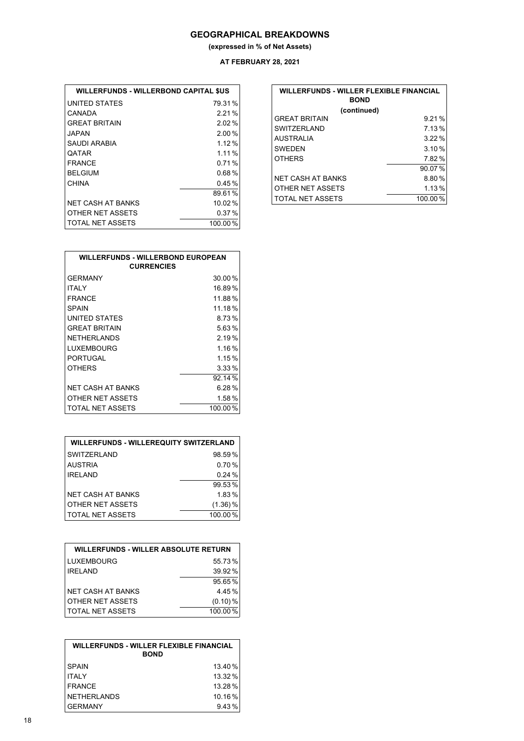# GEOGRAPHICAL BREAKDOWNS

**(expressed in % of Net Assets)**

**AT FEBRUARY 28, 2021**

| WILLERFUNDS - WILLERBOND CAPITAL $US | |
|---|---|
| UNITED STATES | 79.31 % |
| CANADA | 2.21 % |
| GREAT BRITAIN | 2.02 % |
| JAPAN | 2.00 % |
| SAUDI ARABIA | 1.12 % |
| QATAR | 1.11 % |
| FRANCE | 0.71 % |
| BELGIUM | 0.68 % |
| CHINA | 0.45 % |
| | 89.61 % |
| NET CASH AT BANKS | 10.02 % |
| OTHER NET ASSETS | 0.37 % |
| TOTAL NET ASSETS | 100.00 % |

| WILLERFUNDS - WILLERBOND EUROPEAN CURRENCIES | |
|---|---|
| GERMANY | 30.00 % |
| ITALY | 16.89 % |
| FRANCE | 11.88 % |
| SPAIN | 11.18 % |
| UNITED STATES | 8.73 % |
| GREAT BRITAIN | 5.63 % |
| NETHERLANDS | 2.19 % |
| LUXEMBOURG | 1.16 % |
| PORTUGAL | 1.15 % |
| OTHERS | 3.33 % |
| | 92.14 % |
| NET CASH AT BANKS | 6.28 % |
| OTHER NET ASSETS | 1.58 % |
| TOTAL NET ASSETS | 100.00 % |

| WILLERFUNDS - WILLEREQUITY SWITZERLAND | |
|---|---|
| SWITZERLAND | 98.59 % |
| AUSTRIA | 0.70 % |
| IRELAND | 0.24 % |
| | 99.53 % |
| NET CASH AT BANKS | 1.83 % |
| OTHER NET ASSETS | (1.36) % |
| TOTAL NET ASSETS | 100.00 % |

| WILLERFUNDS - WILLER ABSOLUTE RETURN | |
|---|---|
| LUXEMBOURG | 55.73 % |
| IRELAND | 39.92 % |
| | 95.65 % |
| NET CASH AT BANKS | 4.45 % |
| OTHER NET ASSETS | (0.10) % |
| TOTAL NET ASSETS | 100.00 % |

| WILLERFUNDS - WILLER FLEXIBLE FINANCIAL BOND | |
|---|---|
| SPAIN | 13.40 % |
| ITALY | 13.32 % |
| FRANCE | 13.28 % |
| NETHERLANDS | 10.16 % |
| GERMANY | 9.43 % |
| GREAT BRITAIN | 9.21 % |
| SWITZERLAND | 7.13 % |
| AUSTRALIA | 3.22 % |
| SWEDEN | 3.10 % |
| OTHERS | 7.82 % |
| | 90.07 % |
| NET CASH AT BANKS | 8.80 % |
| OTHER NET ASSETS | 1.13 % |
| TOTAL NET ASSETS | 100.00 % |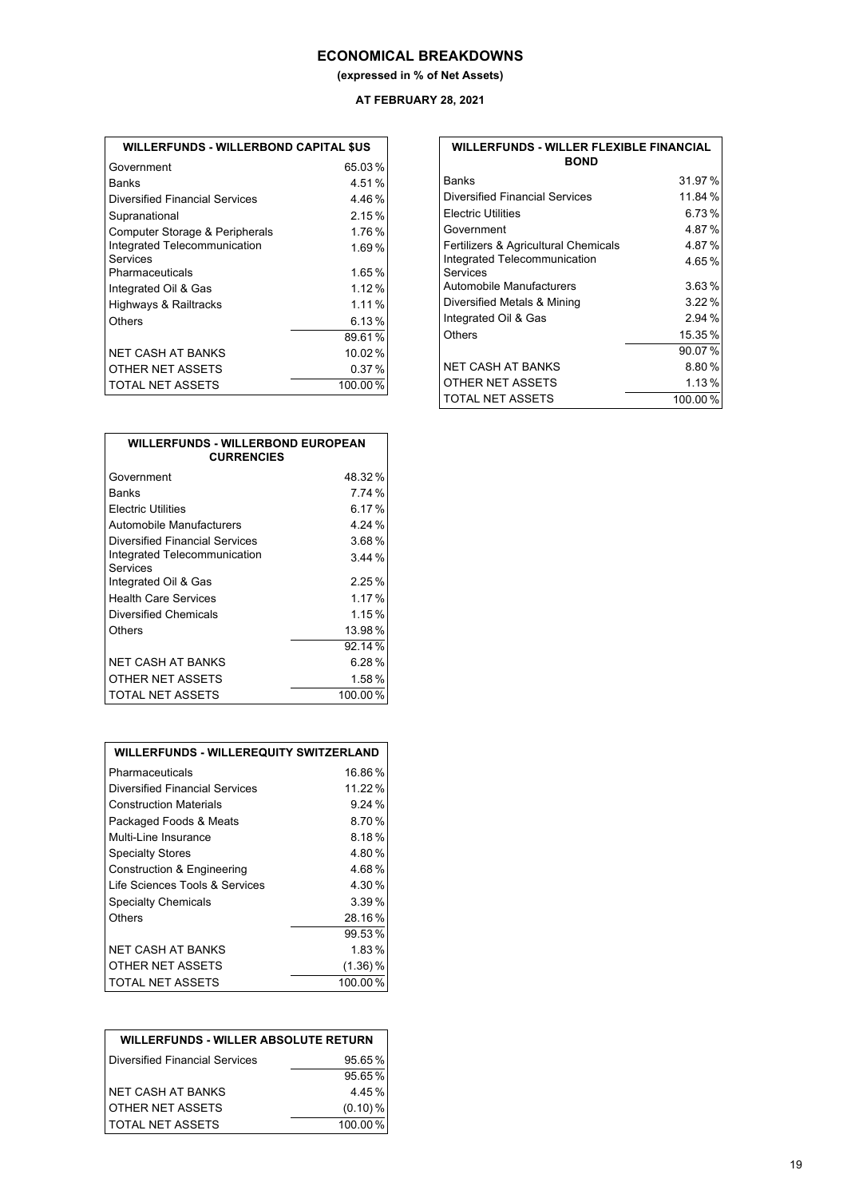# ECONOMICAL BREAKDOWNS

**(expressed in % of Net Assets)**

**AT FEBRUARY 28, 2021**

| WILLERFUNDS - WILLERBOND CAPITAL $US | |
|---|---|
| Government | 65.03 % |
| Banks | 4.51 % |
| Diversified Financial Services | 4.46 % |
| Supranational | 2.15 % |
| Computer Storage & Peripherals | 1.76 % |
| Integrated Telecommunication Services | 1.69 % |
| Pharmaceuticals | 1.65 % |
| Integrated Oil & Gas | 1.12 % |
| Highways & Railtracks | 1.11 % |
| Others | 6.13 % |
| | 89.61 % |
| NET CASH AT BANKS | 10.02 % |
| OTHER NET ASSETS | 0.37 % |
| TOTAL NET ASSETS | 100.00 % |

| WILLERFUNDS - WILLERBOND EUROPEAN CURRENCIES | |
|---|---|
| Government | 48.32 % |
| Banks | 7.74 % |
| Electric Utilities | 6.17 % |
| Automobile Manufacturers | 4.24 % |
| Diversified Financial Services | 3.68 % |
| Integrated Telecommunication Services | 3.44 % |
| Integrated Oil & Gas | 2.25 % |
| Health Care Services | 1.17 % |
| Diversified Chemicals | 1.15 % |
| Others | 13.98 % |
| | 92.14 % |
| NET CASH AT BANKS | 6.28 % |
| OTHER NET ASSETS | 1.58 % |
| TOTAL NET ASSETS | 100.00 % |

| WILLERFUNDS - WILLEREQUITY SWITZERLAND | |
|---|---|
| Pharmaceuticals | 16.86 % |
| Diversified Financial Services | 11.22 % |
| Construction Materials | 9.24 % |
| Packaged Foods & Meats | 8.70 % |
| Multi-Line Insurance | 8.18 % |
| Specialty Stores | 4.80 % |
| Construction & Engineering | 4.68 % |
| Life Sciences Tools & Services | 4.30 % |
| Specialty Chemicals | 3.39 % |
| Others | 28.16 % |
| | 99.53 % |
| NET CASH AT BANKS | 1.83 % |
| OTHER NET ASSETS | (1.36) % |
| TOTAL NET ASSETS | 100.00 % |

| WILLERFUNDS - WILLER ABSOLUTE RETURN | |
|---|---|
| Diversified Financial Services | 95.65 % |
| | 95.65 % |
| NET CASH AT BANKS | 4.45 % |
| OTHER NET ASSETS | (0.10) % |
| TOTAL NET ASSETS | 100.00 % |

| WILLERFUNDS - WILLER FLEXIBLE FINANCIAL BOND | |
|---|---|
| Banks | 31.97 % |
| Diversified Financial Services | 11.84 % |
| Electric Utilities | 6.73 % |
| Government | 4.87 % |
| Fertilizers & Agricultural Chemicals | 4.87 % |
| Integrated Telecommunication Services | 4.65 % |
| Automobile Manufacturers | 3.63 % |
| Diversified Metals & Mining | 3.22 % |
| Integrated Oil & Gas | 2.94 % |
| Others | 15.35 % |
| | 90.07 % |
| NET CASH AT BANKS | 8.80 % |
| OTHER NET ASSETS | 1.13 % |
| TOTAL NET ASSETS | 100.00 % |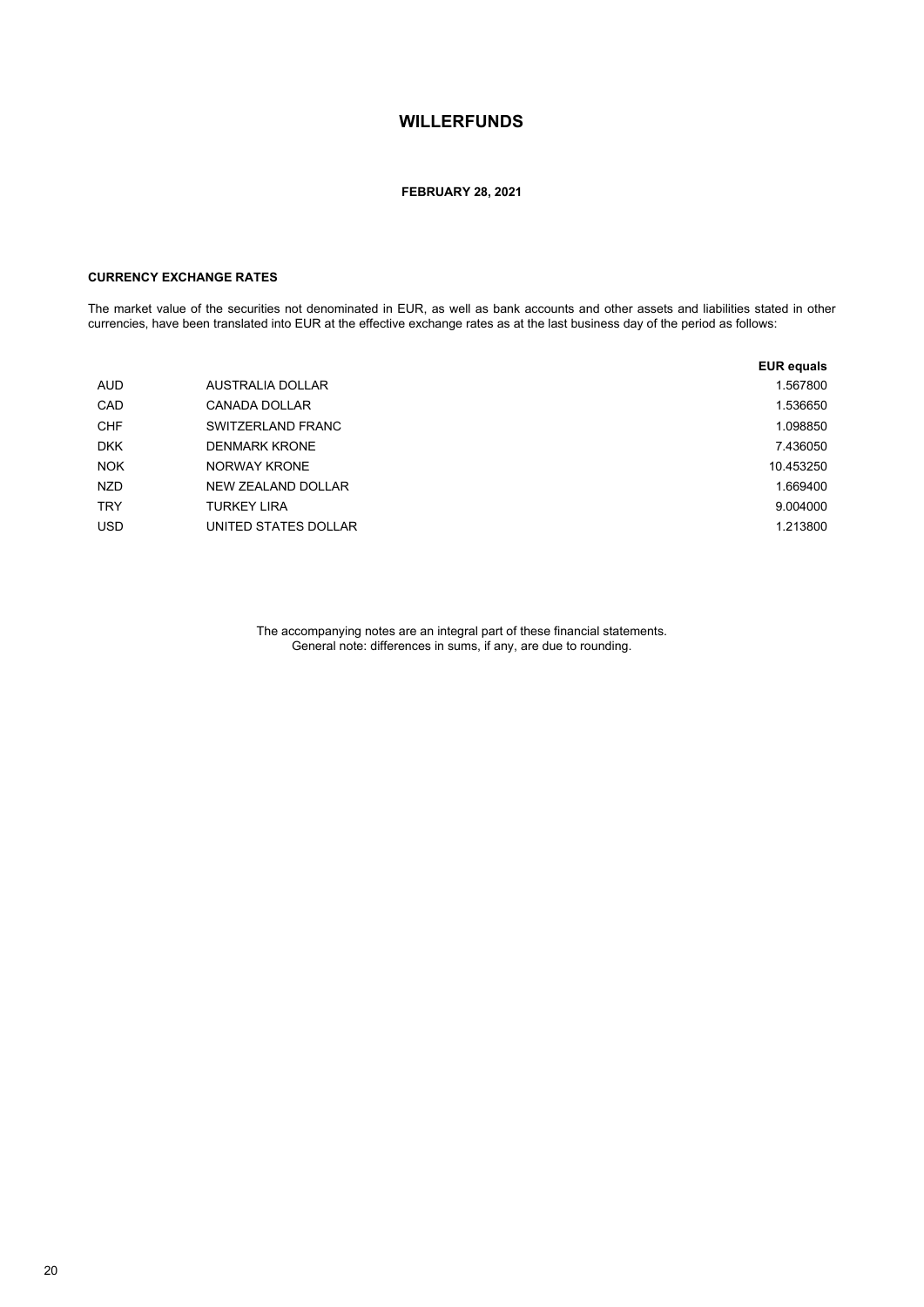# WILLERFUNDS

**FEBRUARY 28, 2021**

### CURRENCY EXCHANGE RATES

The market value of the securities not denominated in EUR, as well as bank accounts and other assets and liabilities stated in other currencies, have been translated into EUR at the effective exchange rates as at the last business day of the period as follows:

| | | EUR equals |
|---|---|---|
| AUD | AUSTRALIA DOLLAR | 1.567800 |
| CAD | CANADA DOLLAR | 1.536650 |
| CHF | SWITZERLAND FRANC | 1.098850 |
| DKK | DENMARK KRONE | 7.436050 |
| NOK | NORWAY KRONE | 10.453250 |
| NZD | NEW ZEALAND DOLLAR | 1.669400 |
| TRY | TURKEY LIRA | 9.004000 |
| USD | UNITED STATES DOLLAR | 1.213800 |

The accompanying notes are an integral part of these financial statements.
General note: differences in sums, if any, are due to rounding.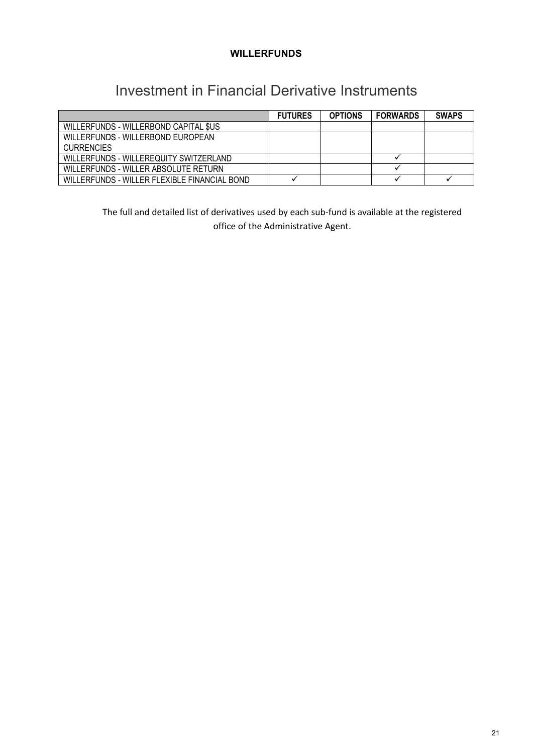**WILLERFUNDS**

# Investment in Financial Derivative Instruments

| | FUTURES | OPTIONS | FORWARDS | SWAPS |
|---|---|---|---|---|
| WILLERFUNDS - WILLERBOND CAPITAL $US | | | | |
| WILLERFUNDS - WILLERBOND EUROPEAN CURRENCIES | | | | |
| WILLERFUNDS - WILLEREQUITY SWITZERLAND | | | ✓ | |
| WILLERFUNDS - WILLER ABSOLUTE RETURN | | | ✓ | |
| WILLERFUNDS - WILLER FLEXIBLE FINANCIAL BOND | ✓ | | ✓ | ✓ |

The full and detailed list of derivatives used by each sub-fund is available at the registered office of the Administrative Agent.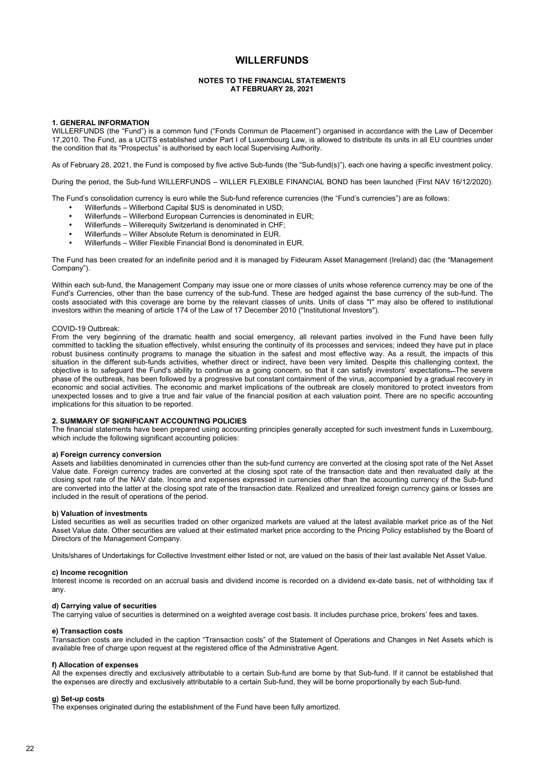# WILLERFUNDS

## NOTES TO THE FINANCIAL STATEMENTS AT FEBRUARY 28, 2021

### 1. GENERAL INFORMATION

WILLERFUNDS (the "Fund") is a common fund ("Fonds Commun de Placement") organised in accordance with the Law of December 17,2010. The Fund, as a UCITS established under Part I of Luxembourg Law, is allowed to distribute its units in all EU countries under the condition that its "Prospectus" is authorised by each local Supervising Authority.

As of February 28, 2021, the Fund is composed by five active Sub-funds (the "Sub-fund(s)"), each one having a specific investment policy.

During the period, the Sub-fund WILLERFUNDS – WILLER FLEXIBLE FINANCIAL BOND has been launched (First NAV 16/12/2020).

The Fund's consolidation currency is euro while the Sub-fund reference currencies (the "Fund's currencies") are as follows:

- Willerfunds – Willerbond Capital $US is denominated in USD;
- Willerfunds – Willerbond European Currencies is denominated in EUR;
- Willerfunds – Willerequity Switzerland is denominated in CHF;
- Willerfunds – Willer Absolute Return is denominated in EUR.
- Willerfunds – Willer Flexible Financial Bond is denominated in EUR.

The Fund has been created for an indefinite period and it is managed by Fideuram Asset Management (Ireland) dac (the "Management Company").

Within each sub-fund, the Management Company may issue one or more classes of units whose reference currency may be one of the Fund's Currencies, other than the base currency of the sub-fund. These are hedged against the base currency of the sub-fund. The costs associated with this coverage are borne by the relevant classes of units. Units of class "I" may also be offered to institutional investors within the meaning of article 174 of the Law of 17 December 2010 ("Institutional Investors").

COVID-19 Outbreak:

From the very beginning of the dramatic health and social emergency, all relevant parties involved in the Fund have been fully committed to tackling the situation effectively, whilst ensuring the continuity of its processes and services; indeed they have put in place robust business continuity programs to manage the situation in the safest and most effective way. As a result, the impacts of this situation in the different sub-funds activities, whether direct or indirect, have been very limited. Despite this challenging context, the objective is to safeguard the Fund's ability to continue as a going concern, so that it can satisfy investors' expectations. The severe phase of the outbreak, has been followed by a progressive but constant containment of the virus, accompanied by a gradual recovery in economic and social activities. The economic and market implications of the outbreak are closely monitored to protect investors from unexpected losses and to give a true and fair value of the financial position at each valuation point. There are no specific accounting implications for this situation to be reported.

### 2. SUMMARY OF SIGNIFICANT ACCOUNTING POLICIES

The financial statements have been prepared using accounting principles generally accepted for such investment funds in Luxembourg, which include the following significant accounting policies:

#### a) Foreign currency conversion

Assets and liabilities denominated in currencies other than the sub-fund currency are converted at the closing spot rate of the Net Asset Value date. Foreign currency trades are converted at the closing spot rate of the transaction date and then revaluated daily at the closing spot rate of the NAV date. Income and expenses expressed in currencies other than the accounting currency of the Sub-fund are converted into the latter at the closing spot rate of the transaction date. Realized and unrealized foreign currency gains or losses are included in the result of operations of the period.

#### b) Valuation of investments

Listed securities as well as securities traded on other organized markets are valued at the latest available market price as of the Net Asset Value date. Other securities are valued at their estimated market price according to the Pricing Policy established by the Board of Directors of the Management Company.

Units/shares of Undertakings for Collective Investment either listed or not, are valued on the basis of their last available Net Asset Value.

#### c) Income recognition

Interest income is recorded on an accrual basis and dividend income is recorded on a dividend ex-date basis, net of withholding tax if any.

#### d) Carrying value of securities

The carrying value of securities is determined on a weighted average cost basis. It includes purchase price, brokers' fees and taxes.

#### e) Transaction costs

Transaction costs are included in the caption "Transaction costs" of the Statement of Operations and Changes in Net Assets which is available free of charge upon request at the registered office of the Administrative Agent.

#### f) Allocation of expenses

All the expenses directly and exclusively attributable to a certain Sub-fund are borne by that Sub-fund. If it cannot be established that the expenses are directly and exclusively attributable to a certain Sub-fund, they will be borne proportionally by each Sub-fund.

#### g) Set-up costs

The expenses originated during the establishment of the Fund have been fully amortized.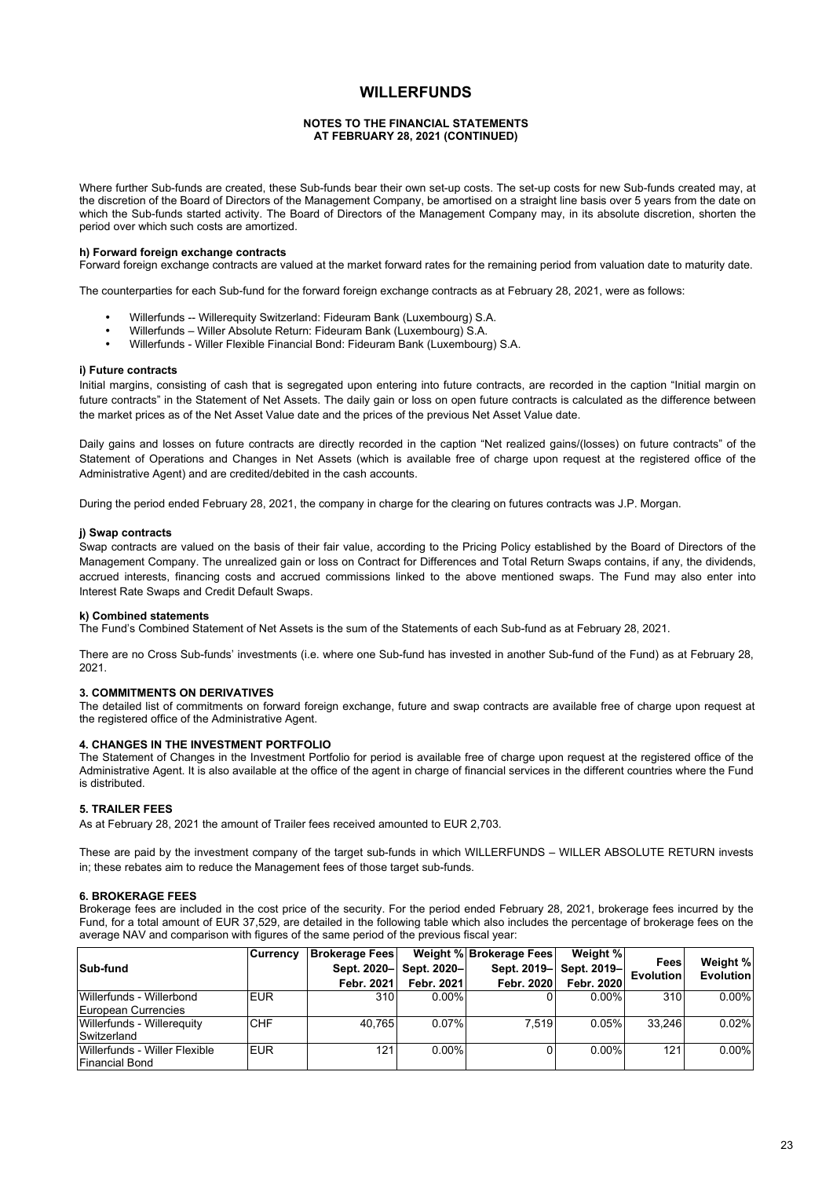# WILLERFUNDS

**NOTES TO THE FINANCIAL STATEMENTS AT FEBRUARY 28, 2021 (CONTINUED)**

Where further Sub-funds are created, these Sub-funds bear their own set-up costs. The set-up costs for new Sub-funds created may, at the discretion of the Board of Directors of the Management Company, be amortised on a straight line basis over 5 years from the date on which the Sub-funds started activity. The Board of Directors of the Management Company may, in its absolute discretion, shorten the period over which such costs are amortized.

**h) Forward foreign exchange contracts**

Forward foreign exchange contracts are valued at the market forward rates for the remaining period from valuation date to maturity date.

The counterparties for each Sub-fund for the forward foreign exchange contracts as at February 28, 2021, were as follows:

- Willerfunds -- Willerequity Switzerland: Fideuram Bank (Luxembourg) S.A.
- Willerfunds – Willer Absolute Return: Fideuram Bank (Luxembourg) S.A.
- Willerfunds - Willer Flexible Financial Bond: Fideuram Bank (Luxembourg) S.A.

**i) Future contracts**

Initial margins, consisting of cash that is segregated upon entering into future contracts, are recorded in the caption "Initial margin on future contracts" in the Statement of Net Assets. The daily gain or loss on open future contracts is calculated as the difference between the market prices as of the Net Asset Value date and the prices of the previous Net Asset Value date.

Daily gains and losses on future contracts are directly recorded in the caption "Net realized gains/(losses) on future contracts" of the Statement of Operations and Changes in Net Assets (which is available free of charge upon request at the registered office of the Administrative Agent) and are credited/debited in the cash accounts.

During the period ended February 28, 2021, the company in charge for the clearing on futures contracts was J.P. Morgan.

**j) Swap contracts**

Swap contracts are valued on the basis of their fair value, according to the Pricing Policy established by the Board of Directors of the Management Company. The unrealized gain or loss on Contract for Differences and Total Return Swaps contains, if any, the dividends, accrued interests, financing costs and accrued commissions linked to the above mentioned swaps. The Fund may also enter into Interest Rate Swaps and Credit Default Swaps.

**k) Combined statements**

The Fund's Combined Statement of Net Assets is the sum of the Statements of each Sub-fund as at February 28, 2021.

There are no Cross Sub-funds' investments (i.e. where one Sub-fund has invested in another Sub-fund of the Fund) as at February 28, 2021.

**3. COMMITMENTS ON DERIVATIVES**

The detailed list of commitments on forward foreign exchange, future and swap contracts are available free of charge upon request at the registered office of the Administrative Agent.

**4. CHANGES IN THE INVESTMENT PORTFOLIO**

The Statement of Changes in the Investment Portfolio for period is available free of charge upon request at the registered office of the Administrative Agent. It is also available at the office of the agent in charge of financial services in the different countries where the Fund is distributed.

**5. TRAILER FEES**

As at February 28, 2021 the amount of Trailer fees received amounted to EUR 2,703.

These are paid by the investment company of the target sub-funds in which WILLERFUNDS – WILLER ABSOLUTE RETURN invests in; these rebates aim to reduce the Management fees of those target sub-funds.

**6. BROKERAGE FEES**

Brokerage fees are included in the cost price of the security. For the period ended February 28, 2021, brokerage fees incurred by the Fund, for a total amount of EUR 37,529, are detailed in the following table which also includes the percentage of brokerage fees on the average NAV and comparison with figures of the same period of the previous fiscal year:

| Sub-fund | Currency | Brokerage Fees Sept. 2020– Febr. 2021 | Weight % Sept. 2020– Febr. 2021 | Brokerage Fees Sept. 2019– Febr. 2020 | Weight % Sept. 2019– Febr. 2020 | Fees Evolution | Weight % Evolution |
|---|---|---|---|---|---|---|---|
| Willerfunds - Willerbond European Currencies | EUR | 310 | 0.00% | 0 | 0.00% | 310 | 0.00% |
| Willerfunds - Willerequity Switzerland | CHF | 40,765 | 0.07% | 7,519 | 0.05% | 33,246 | 0.02% |
| Willerfunds - Willer Flexible Financial Bond | EUR | 121 | 0.00% | 0 | 0.00% | 121 | 0.00% |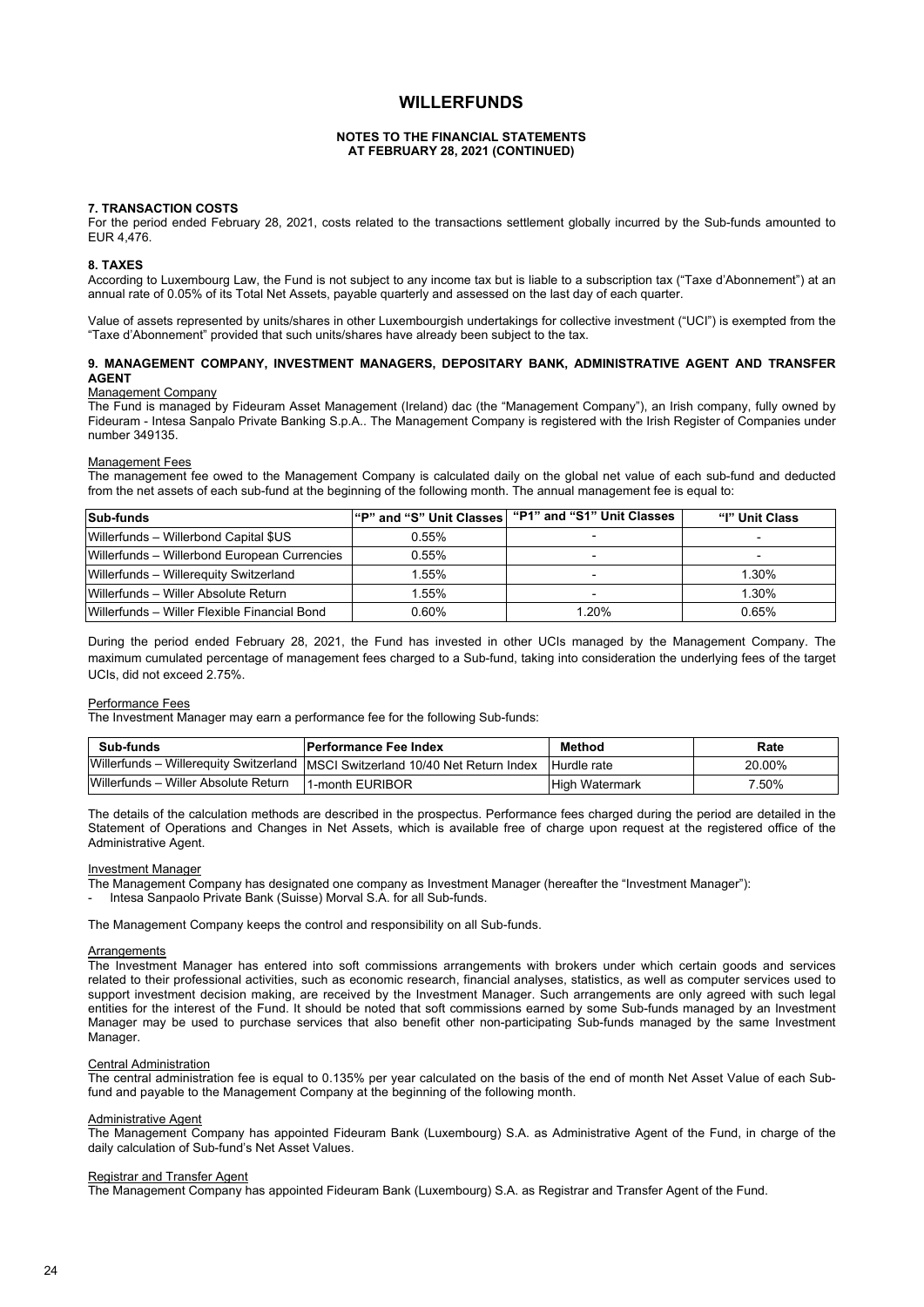# WILLERFUNDS

**NOTES TO THE FINANCIAL STATEMENTS**
**AT FEBRUARY 28, 2021 (CONTINUED)**

### 7. TRANSACTION COSTS

For the period ended February 28, 2021, costs related to the transactions settlement globally incurred by the Sub-funds amounted to EUR 4,476.

### 8. TAXES

According to Luxembourg Law, the Fund is not subject to any income tax but is liable to a subscription tax ("Taxe d'Abonnement") at an annual rate of 0.05% of its Total Net Assets, payable quarterly and assessed on the last day of each quarter.

Value of assets represented by units/shares in other Luxembourgish undertakings for collective investment ("UCI") is exempted from the "Taxe d'Abonnement" provided that such units/shares have already been subject to the tax.

### 9. MANAGEMENT COMPANY, INVESTMENT MANAGERS, DEPOSITARY BANK, ADMINISTRATIVE AGENT AND TRANSFER AGENT

Management Company

The Fund is managed by Fideuram Asset Management (Ireland) dac (the "Management Company"), an Irish company, fully owned by Fideuram - Intesa Sanpalo Private Banking S.p.A.. The Management Company is registered with the Irish Register of Companies under number 349135.

Management Fees

The management fee owed to the Management Company is calculated daily on the global net value of each sub-fund and deducted from the net assets of each sub-fund at the beginning of the following month. The annual management fee is equal to:

| Sub-funds | "P" and "S" Unit Classes | "P1" and "S1" Unit Classes | "I" Unit Class |
|---|---|---|---|
| Willerfunds – Willerbond Capital $US | 0.55% | - | - |
| Willerfunds – Willerbond European Currencies | 0.55% | - | - |
| Willerfunds – Willerequity Switzerland | 1.55% | - | 1.30% |
| Willerfunds – Willer Absolute Return | 1.55% | - | 1.30% |
| Willerfunds – Willer Flexible Financial Bond | 0.60% | 1.20% | 0.65% |

During the period ended February 28, 2021, the Fund has invested in other UCIs managed by the Management Company. The maximum cumulated percentage of management fees charged to a Sub-fund, taking into consideration the underlying fees of the target UCIs, did not exceed 2.75%.

Performance Fees

The Investment Manager may earn a performance fee for the following Sub-funds:

| Sub-funds | Performance Fee Index | Method | Rate |
|---|---|---|---|
| Willerfunds – Willerequity Switzerland | MSCI Switzerland 10/40 Net Return Index | Hurdle rate | 20.00% |
| Willerfunds – Willer Absolute Return | 1-month EURIBOR | High Watermark | 7.50% |

The details of the calculation methods are described in the prospectus. Performance fees charged during the period are detailed in the Statement of Operations and Changes in Net Assets, which is available free of charge upon request at the registered office of the Administrative Agent.

Investment Manager

The Management Company has designated one company as Investment Manager (hereafter the "Investment Manager"):

- Intesa Sanpaolo Private Bank (Suisse) Morval S.A. for all Sub-funds.

The Management Company keeps the control and responsibility on all Sub-funds.

Arrangements

The Investment Manager has entered into soft commissions arrangements with brokers under which certain goods and services related to their professional activities, such as economic research, financial analyses, statistics, as well as computer services used to support investment decision making, are received by the Investment Manager. Such arrangements are only agreed with such legal entities for the interest of the Fund. It should be noted that soft commissions earned by some Sub-funds managed by an Investment Manager may be used to purchase services that also benefit other non-participating Sub-funds managed by the same Investment Manager.

Central Administration

The central administration fee is equal to 0.135% per year calculated on the basis of the end of month Net Asset Value of each Sub-fund and payable to the Management Company at the beginning of the following month.

Administrative Agent

The Management Company has appointed Fideuram Bank (Luxembourg) S.A. as Administrative Agent of the Fund, in charge of the daily calculation of Sub-fund's Net Asset Values.

Registrar and Transfer Agent

The Management Company has appointed Fideuram Bank (Luxembourg) S.A. as Registrar and Transfer Agent of the Fund.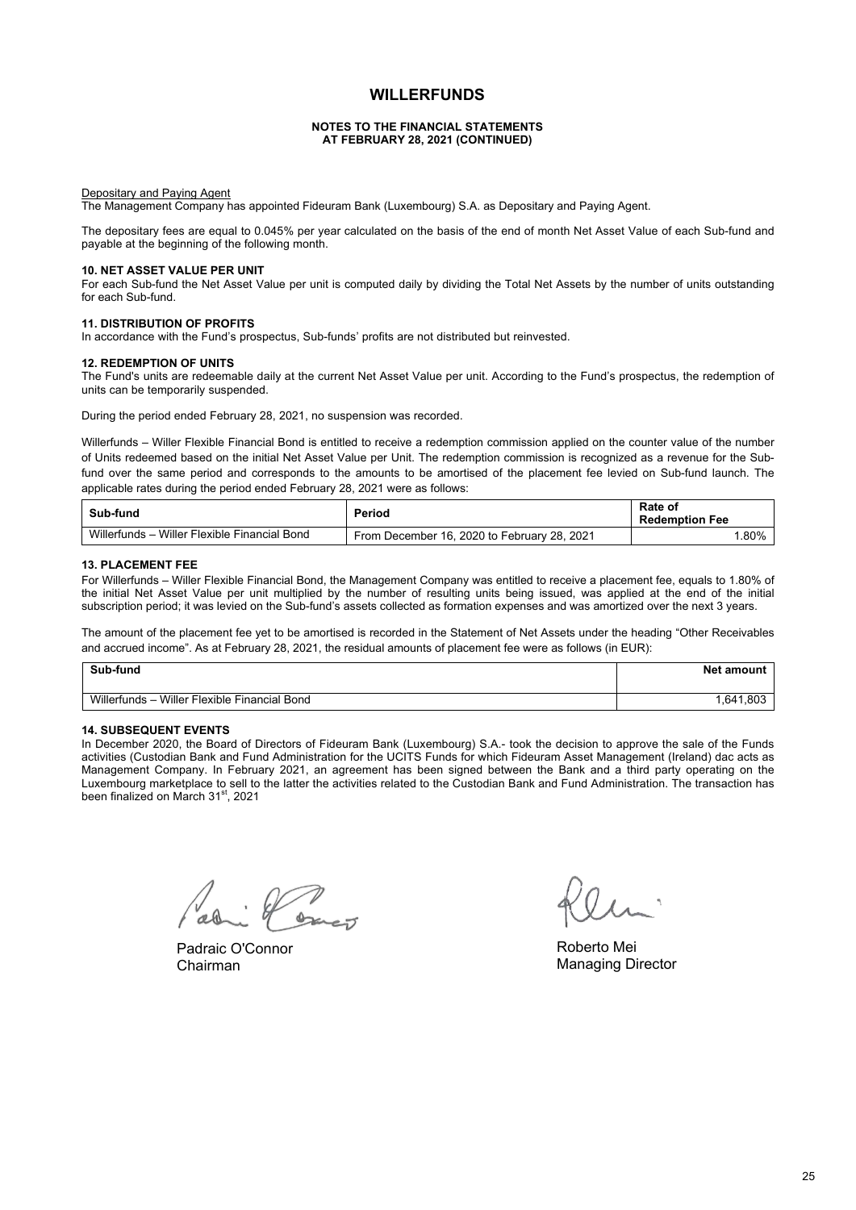# WILLERFUNDS

**NOTES TO THE FINANCIAL STATEMENTS AT FEBRUARY 28, 2021 (CONTINUED)**

Depositary and Paying Agent

The Management Company has appointed Fideuram Bank (Luxembourg) S.A. as Depositary and Paying Agent.

The depositary fees are equal to 0.045% per year calculated on the basis of the end of month Net Asset Value of each Sub-fund and payable at the beginning of the following month.

**10. NET ASSET VALUE PER UNIT**

For each Sub-fund the Net Asset Value per unit is computed daily by dividing the Total Net Assets by the number of units outstanding for each Sub-fund.

**11. DISTRIBUTION OF PROFITS**

In accordance with the Fund's prospectus, Sub-funds' profits are not distributed but reinvested.

**12. REDEMPTION OF UNITS**

The Fund's units are redeemable daily at the current Net Asset Value per unit. According to the Fund's prospectus, the redemption of units can be temporarily suspended.

During the period ended February 28, 2021, no suspension was recorded.

Willerfunds – Willer Flexible Financial Bond is entitled to receive a redemption commission applied on the counter value of the number of Units redeemed based on the initial Net Asset Value per unit. The redemption commission is recognized as a revenue for the Sub-fund over the same period and corresponds to the amounts to be amortised of the placement fee levied on Sub-fund launch. The applicable rates during the period ended February 28, 2021 were as follows:

| Sub-fund | Period | Rate of Redemption Fee |
|---|---|---|
| Willerfunds – Willer Flexible Financial Bond | From December 16, 2020 to February 28, 2021 | 1.80% |

**13. PLACEMENT FEE**

For Willerfunds – Willer Flexible Financial Bond, the Management Company was entitled to receive a placement fee, equals to 1.80% of the initial Net Asset Value per unit multiplied by the number of resulting units being issued, was applied at the end of the initial subscription period; it was levied on the Sub-fund's assets collected as formation expenses and was amortized over the next 3 years.

The amount of the placement fee yet to be amortised is recorded in the Statement of Net Assets under the heading "Other Receivables and accrued income". As at February 28, 2021, the residual amounts of placement fee were as follows (in EUR):

| Sub-fund | Net amount |
|---|---|
| Willerfunds – Willer Flexible Financial Bond | 1,641,803 |

**14. SUBSEQUENT EVENTS**

In December 2020, the Board of Directors of Fideuram Bank (Luxembourg) S.A.- took the decision to approve the sale of the Funds activities (Custodian Bank and Fund Administration for the UCITS Funds for which Fideuram Asset Management (Ireland) dac acts as Management Company. In February 2021, an agreement has been signed between the Bank and a third party operating on the Luxembourg marketplace to sell to the latter the activities related to the Custodian Bank and Fund Administration. The transaction has been finalized on March 31st, 2021

Padraic O'Connor
Chairman

Roberto Mei
Managing Director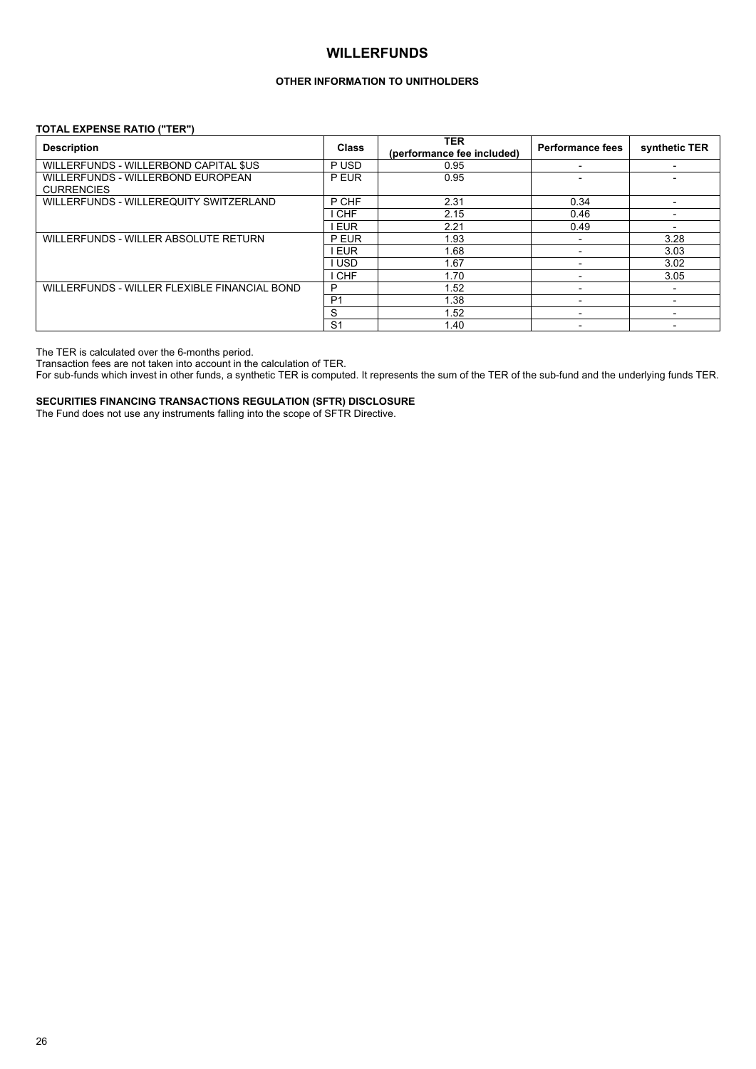# WILLERFUNDS

### OTHER INFORMATION TO UNITHOLDERS

**TOTAL EXPENSE RATIO ("TER")**

| Description | Class | TER (performance fee included) | Performance fees | synthetic TER |
|---|---|---|---|---|
| WILLERFUNDS - WILLERBOND CAPITAL $US | P USD | 0.95 | - | - |
| WILLERFUNDS - WILLERBOND EUROPEAN CURRENCIES | P EUR | 0.95 | - | - |
| WILLERFUNDS - WILLEREQUITY SWITZERLAND | P CHF | 2.31 | 0.34 | - |
| | I CHF | 2.15 | 0.46 | - |
| | I EUR | 2.21 | 0.49 | - |
| WILLERFUNDS - WILLER ABSOLUTE RETURN | P EUR | 1.93 | - | 3.28 |
| | I EUR | 1.68 | - | 3.03 |
| | I USD | 1.67 | - | 3.02 |
| | I CHF | 1.70 | - | 3.05 |
| WILLERFUNDS - WILLER FLEXIBLE FINANCIAL BOND | P | 1.52 | - | - |
| | P1 | 1.38 | - | - |
| | S | 1.52 | - | - |
| | S1 | 1.40 | - | - |

The TER is calculated over the 6-months period.
Transaction fees are not taken into account in the calculation of TER.
For sub-funds which invest in other funds, a synthetic TER is computed. It represents the sum of the TER of the sub-fund and the underlying funds TER.

**SECURITIES FINANCING TRANSACTIONS REGULATION (SFTR) DISCLOSURE**
The Fund does not use any instruments falling into the scope of SFTR Directive.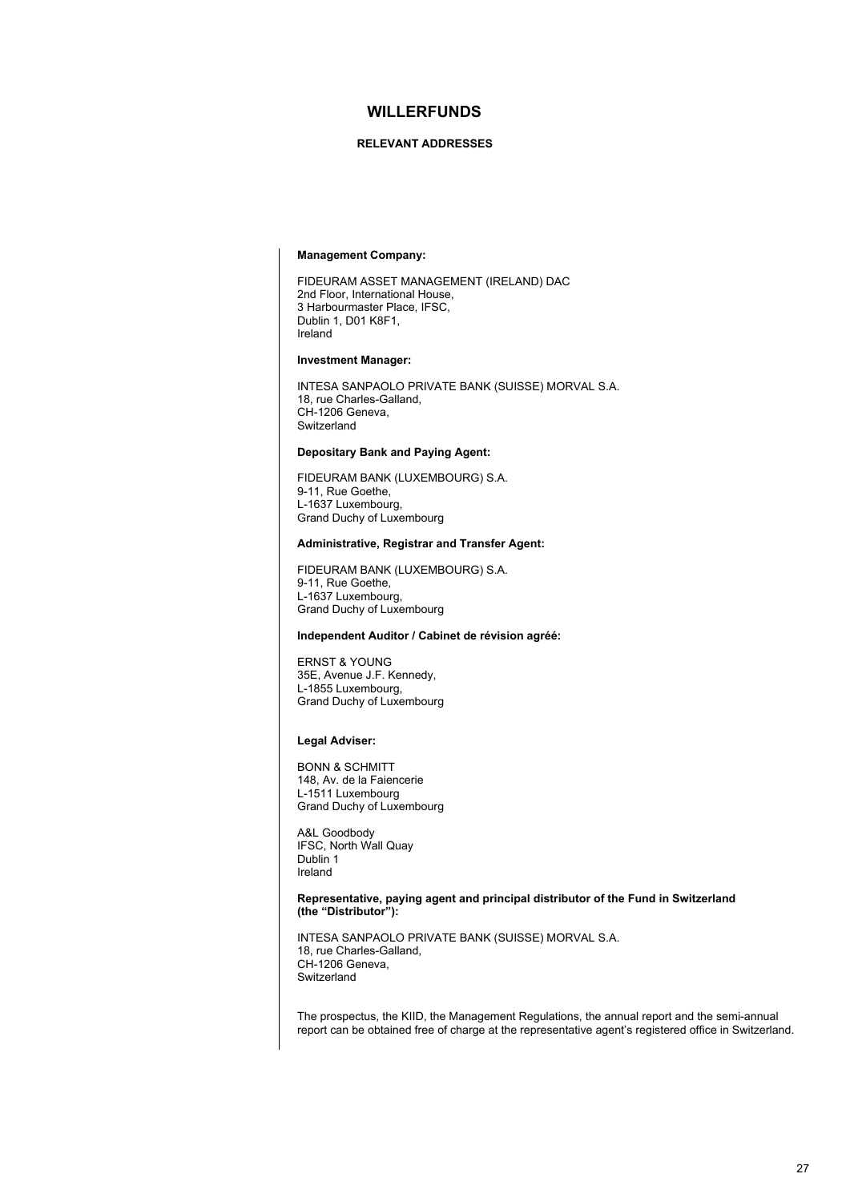# WILLERFUNDS

## RELEVANT ADDRESSES

**Management Company:**

FIDEURAM ASSET MANAGEMENT (IRELAND) DAC
2nd Floor, International House,
3 Harbourmaster Place, IFSC,
Dublin 1, D01 K8F1,
Ireland

**Investment Manager:**

INTESA SANPAOLO PRIVATE BANK (SUISSE) MORVAL S.A.
18, rue Charles-Galland,
CH-1206 Geneva,
Switzerland

**Depositary Bank and Paying Agent:**

FIDEURAM BANK (LUXEMBOURG) S.A.
9-11, Rue Goethe,
L-1637 Luxembourg,
Grand Duchy of Luxembourg

**Administrative, Registrar and Transfer Agent:**

FIDEURAM BANK (LUXEMBOURG) S.A.
9-11, Rue Goethe,
L-1637 Luxembourg,
Grand Duchy of Luxembourg

**Independent Auditor / Cabinet de révision agréé:**

ERNST & YOUNG
35E, Avenue J.F. Kennedy,
L-1855 Luxembourg,
Grand Duchy of Luxembourg

**Legal Adviser:**

BONN & SCHMITT
148, Av. de la Faiencerie
L-1511 Luxembourg
Grand Duchy of Luxembourg

A&L Goodbody
IFSC, North Wall Quay
Dublin 1
Ireland

**Representative, paying agent and principal distributor of the Fund in Switzerland (the "Distributor"):**

INTESA SANPAOLO PRIVATE BANK (SUISSE) MORVAL S.A.
18, rue Charles-Galland,
CH-1206 Geneva,
Switzerland

The prospectus, the KIID, the Management Regulations, the annual report and the semi-annual report can be obtained free of charge at the representative agent's registered office in Switzerland.